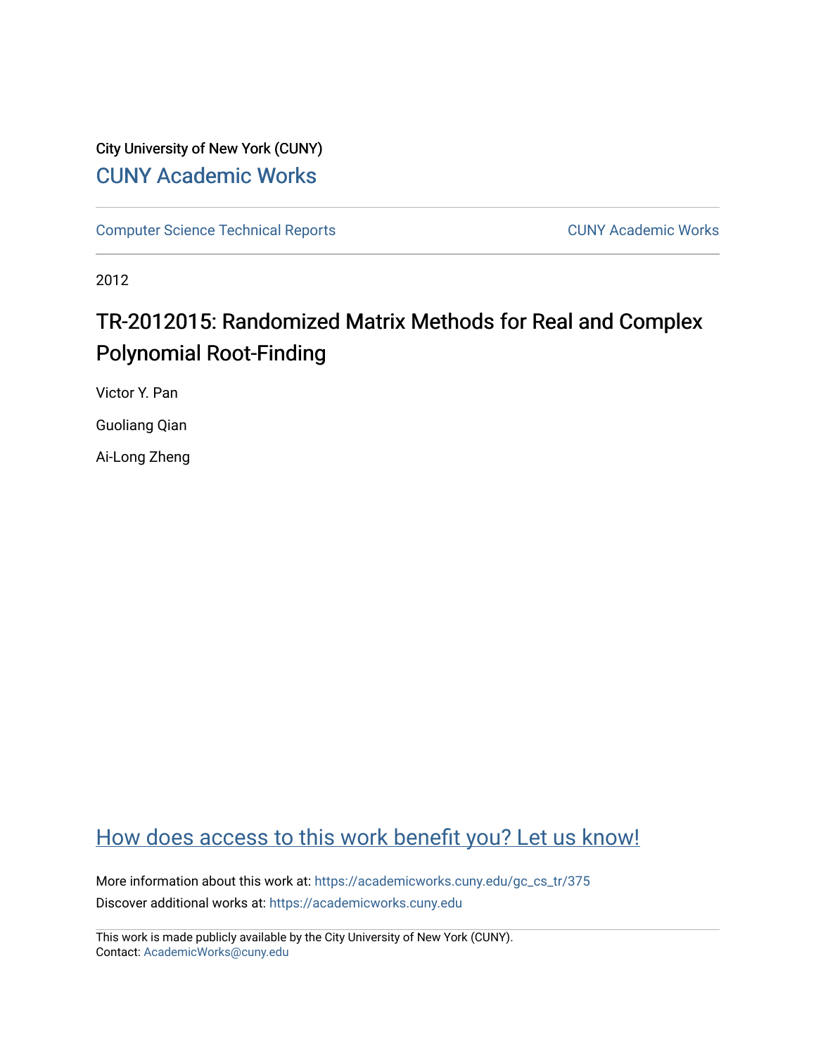City University of New York (CUNY)

CUNY Academic Works

Computer Science Technical Reports

CUNY Academic Works

2012

# TR-2012015: Randomized Matrix Methods for Real and Complex Polynomial Root-Finding

Victor Y. Pan

Guoliang Qian

Ai-Long Zheng

How does access to this work benefit you? Let us know!

More information about this work at: https://academicworks.cuny.edu/gc_cs_tr/375

Discover additional works at: https://academicworks.cuny.edu

This work is made publicly available by the City University of New York (CUNY).
Contact: AcademicWorks@cuny.edu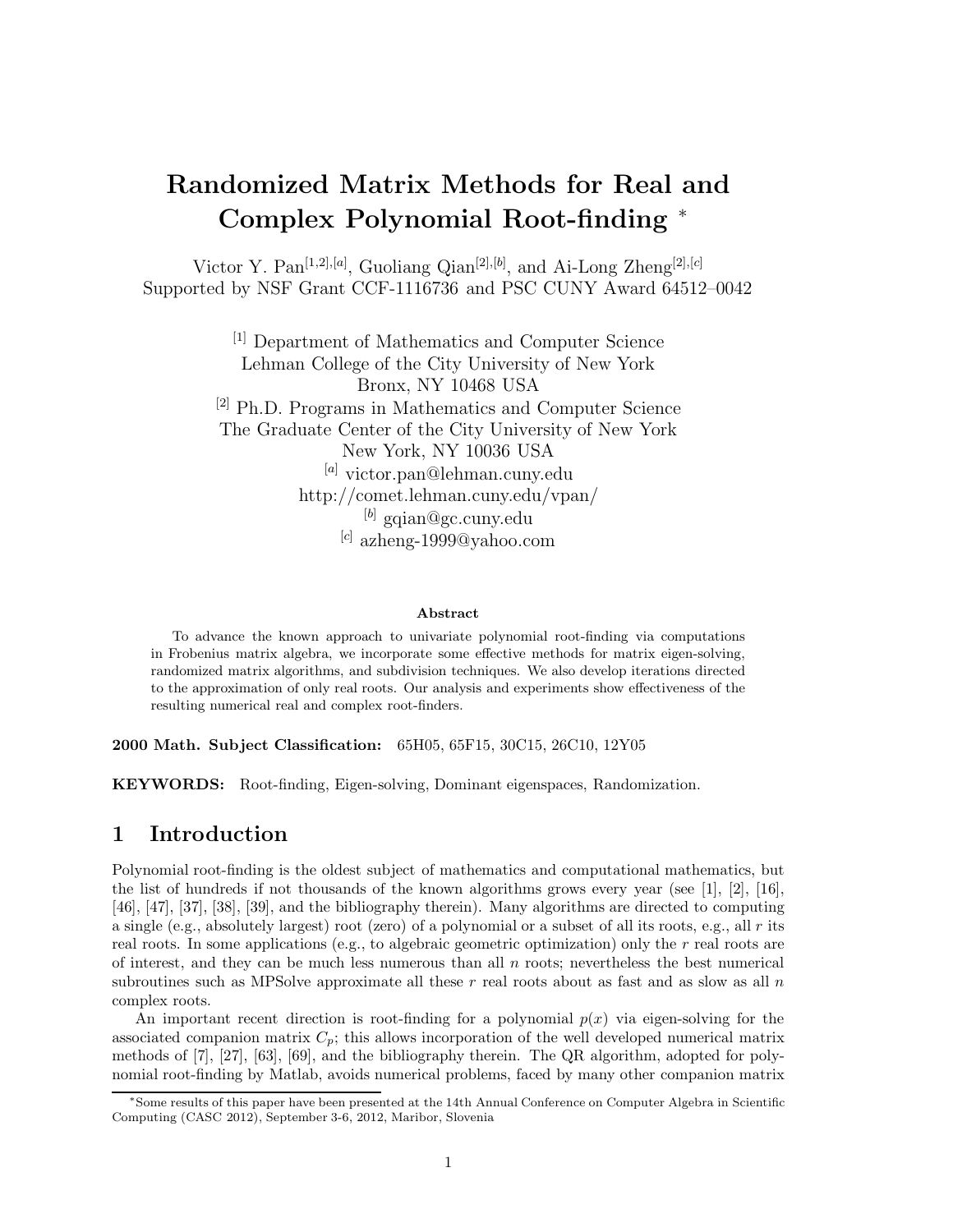# Randomized Matrix Methods for Real and Complex Polynomial Root-finding *

Victor Y. Pan[1,2],[a], Guoliang Qian[2],[b], and Ai-Long Zheng[2],[c]
Supported by NSF Grant CCF-1116736 and PSC CUNY Award 64512–0042

[1] Department of Mathematics and Computer Science
Lehman College of the City University of New York
Bronx, NY 10468 USA
[2] Ph.D. Programs in Mathematics and Computer Science
The Graduate Center of the City University of New York
New York, NY 10036 USA
[a] victor.pan@lehman.cuny.edu
http://comet.lehman.cuny.edu/vpan/
[b] gqian@gc.cuny.edu
[c] azheng-1999@yahoo.com

**Abstract**

To advance the known approach to univariate polynomial root-finding via computations in Frobenius matrix algebra, we incorporate some effective methods for matrix eigen-solving, randomized matrix algorithms, and subdivision techniques. We also develop iterations directed to the approximation of only real roots. Our analysis and experiments show effectiveness of the resulting numerical real and complex root-finders.

**2000 Math. Subject Classification:** 65H05, 65F15, 30C15, 26C10, 12Y05

**KEYWORDS:** Root-finding, Eigen-solving, Dominant eigenspaces, Randomization.

## 1 Introduction

Polynomial root-finding is the oldest subject of mathematics and computational mathematics, but the list of hundreds if not thousands of the known algorithms grows every year (see [1], [2], [16], [46], [47], [37], [38], [39], and the bibliography therein). Many algorithms are directed to computing a single (e.g., absolutely largest) root (zero) of a polynomial or a subset of all its roots, e.g., all $r$ its real roots. In some applications (e.g., to algebraic geometric optimization) only the $r$ real roots are of interest, and they can be much less numerous than all $n$ roots; nevertheless the best numerical subroutines such as MPSolve approximate all these $r$ real roots about as fast and as slow as all $n$ complex roots.

An important recent direction is root-finding for a polynomial $p(x)$ via eigen-solving for the associated companion matrix $C_p$; this allows incorporation of the well developed numerical matrix methods of [7], [27], [63], [69], and the bibliography therein. The QR algorithm, adopted for polynomial root-finding by Matlab, avoids numerical problems, faced by many other companion matrix

*Some results of this paper have been presented at the 14th Annual Conference on Computer Algebra in Scientific Computing (CASC 2012), September 3-6, 2012, Maribor, Slovenia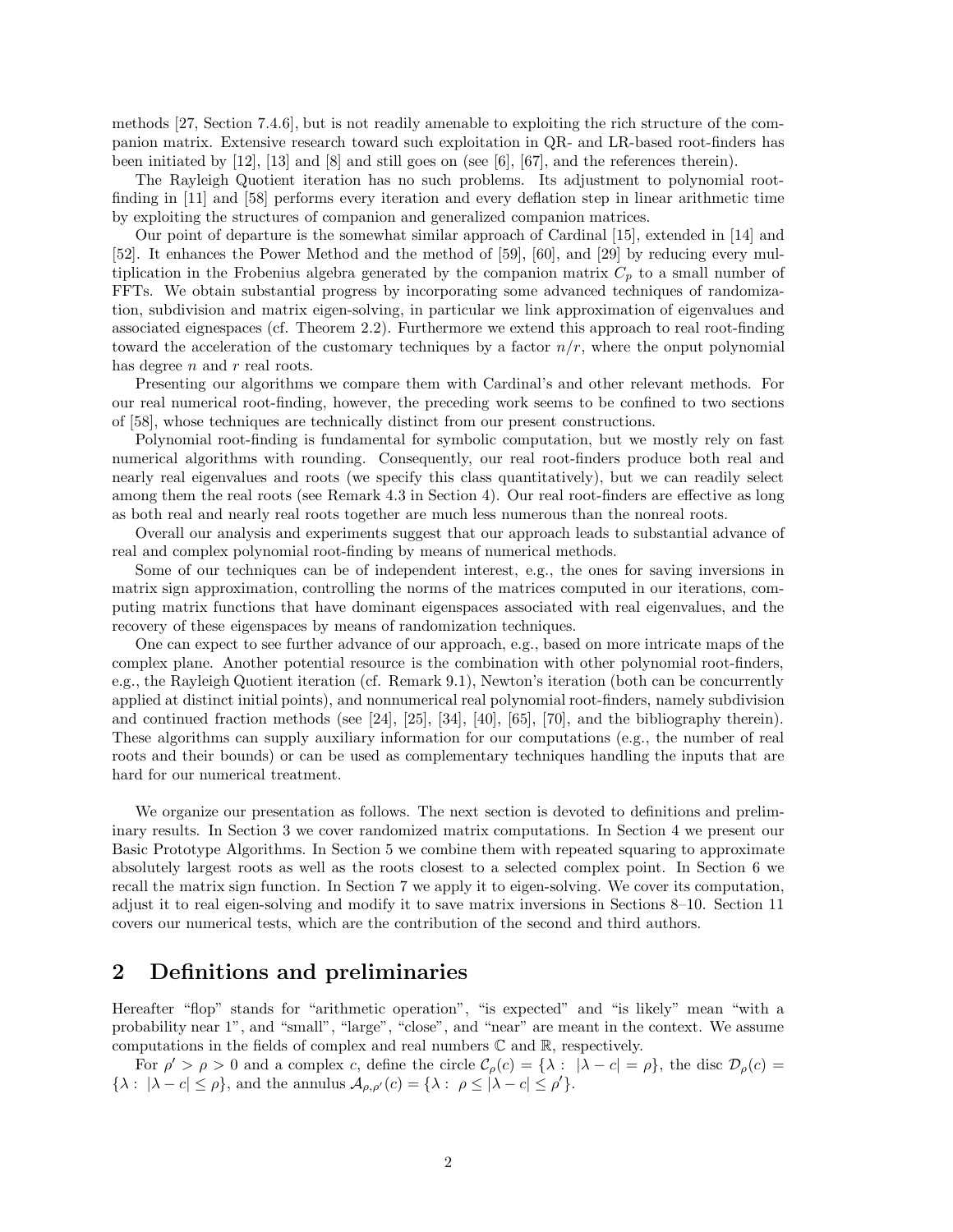methods [27, Section 7.4.6], but is not readily amenable to exploiting the rich structure of the companion matrix. Extensive research toward such exploitation in QR- and LR-based root-finders has been initiated by [12], [13] and [8] and still goes on (see [6], [67], and the references therein).

The Rayleigh Quotient iteration has no such problems. Its adjustment to polynomial root-finding in [11] and [58] performs every iteration and every deflation step in linear arithmetic time by exploiting the structures of companion and generalized companion matrices.

Our point of departure is the somewhat similar approach of Cardinal [15], extended in [14] and [52]. It enhances the Power Method and the method of [59], [60], and [29] by reducing every multiplication in the Frobenius algebra generated by the companion matrix $C_p$ to a small number of FFTs. We obtain substantial progress by incorporating some advanced techniques of randomization, subdivision and matrix eigen-solving, in particular we link approximation of eigenvalues and associated eignespaces (cf. Theorem 2.2). Furthermore we extend this approach to real root-finding toward the acceleration of the customary techniques by a factor $n/r$, where the onput polynomial has degree $n$ and $r$ real roots.

Presenting our algorithms we compare them with Cardinal's and other relevant methods. For our real numerical root-finding, however, the preceding work seems to be confined to two sections of [58], whose techniques are technically distinct from our present constructions.

Polynomial root-finding is fundamental for symbolic computation, but we mostly rely on fast numerical algorithms with rounding. Consequently, our real root-finders produce both real and nearly real eigenvalues and roots (we specify this class quantitatively), but we can readily select among them the real roots (see Remark 4.3 in Section 4). Our real root-finders are effective as long as both real and nearly real roots together are much less numerous than the nonreal roots.

Overall our analysis and experiments suggest that our approach leads to substantial advance of real and complex polynomial root-finding by means of numerical methods.

Some of our techniques can be of independent interest, e.g., the ones for saving inversions in matrix sign approximation, controlling the norms of the matrices computed in our iterations, computing matrix functions that have dominant eigenspaces associated with real eigenvalues, and the recovery of these eigenspaces by means of randomization techniques.

One can expect to see further advance of our approach, e.g., based on more intricate maps of the complex plane. Another potential resource is the combination with other polynomial root-finders, e.g., the Rayleigh Quotient iteration (cf. Remark 9.1), Newton's iteration (both can be concurrently applied at distinct initial points), and nonnumerical real polynomial root-finders, namely subdivision and continued fraction methods (see [24], [25], [34], [40], [65], [70], and the bibliography therein). These algorithms can supply auxiliary information for our computations (e.g., the number of real roots and their bounds) or can be used as complementary techniques handling the inputs that are hard for our numerical treatment.

We organize our presentation as follows. The next section is devoted to definitions and preliminary results. In Section 3 we cover randomized matrix computations. In Section 4 we present our Basic Prototype Algorithms. In Section 5 we combine them with repeated squaring to approximate absolutely largest roots as well as the roots closest to a selected complex point. In Section 6 we recall the matrix sign function. In Section 7 we apply it to eigen-solving. We cover its computation, adjust it to real eigen-solving and modify it to save matrix inversions in Sections 8–10. Section 11 covers our numerical tests, which are the contribution of the second and third authors.

## 2 Definitions and preliminaries

Hereafter "flop" stands for "arithmetic operation", "is expected" and "is likely" mean "with a probability near 1", and "small", "large", "close", and "near" are meant in the context. We assume computations in the fields of complex and real numbers $\mathbb{C}$ and $\mathbb{R}$, respectively.

For $\rho' > \rho > 0$ and a complex $c$, define the circle $\mathcal{C}_\rho(c) = \{\lambda : \ |\lambda - c| = \rho\}$, the disc $\mathcal{D}_\rho(c) = \{\lambda : \ |\lambda - c| \leq \rho\}$, and the annulus $\mathcal{A}_{\rho,\rho'}(c) = \{\lambda : \ \rho \leq |\lambda - c| \leq \rho'\}$.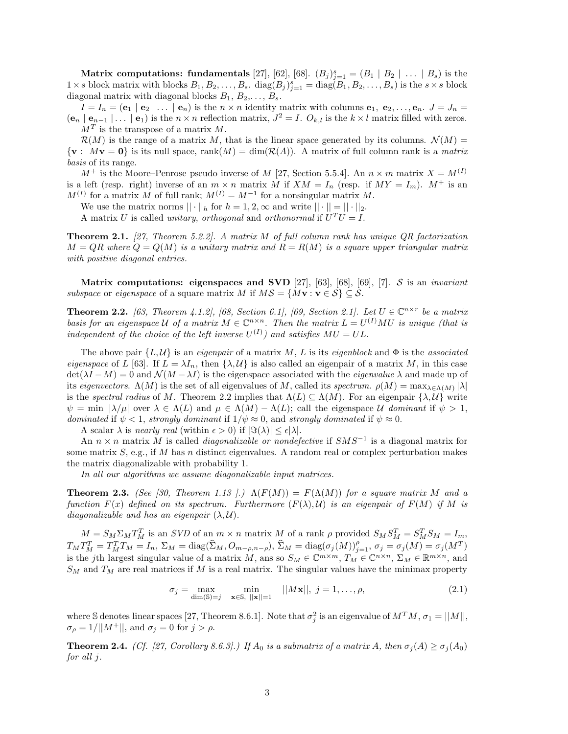**Matrix computations: fundamentals** [27], [62], [68]. $(B_j)_{j=1}^s = (B_1 \mid B_2 \mid \ldots \mid B_s)$ is the $1 \times s$ block matrix with blocks $B_1, B_2, \ldots, B_s$. $\operatorname{diag}(B_j)_{j=1}^s = \operatorname{diag}(B_1, B_2, \ldots, B_s)$ is the $s \times s$ block diagonal matrix with diagonal blocks $B_1, B_2, \ldots, B_s$.

$I = I_n = (\mathbf{e}_1 \mid \mathbf{e}_2 \mid \ldots \mid \mathbf{e}_n)$ is the $n \times n$ identity matrix with columns $\mathbf{e}_1, \mathbf{e}_2, \ldots, \mathbf{e}_n$. $J = J_n = (\mathbf{e}_n \mid \mathbf{e}_{n-1} \mid \ldots \mid \mathbf{e}_1)$ is the $n \times n$ reflection matrix, $J^2 = I$. $O_{k,l}$ is the $k \times l$ matrix filled with zeros.

$M^T$ is the transpose of a matrix $M$.

$\mathcal{R}(M)$ is the range of a matrix $M$, that is the linear space generated by its columns. $\mathcal{N}(M) = \{\mathbf{v} : M\mathbf{v} = \mathbf{0}\}$ is its null space, $\operatorname{rank}(M) = \dim(\mathcal{R}(A))$. A matrix of full column rank is a *matrix basis* of its range.

$M^+$ is the Moore–Penrose pseudo inverse of $M$ [27, Section 5.5.4]. An $n \times m$ matrix $X = M^{(I)}$ is a left (resp. right) inverse of an $m \times n$ matrix $M$ if $XM = I_n$ (resp. if $MY = I_m$). $M^+$ is an $M^{(I)}$ for a matrix $M$ of full rank; $M^{(I)} = M^{-1}$ for a nonsingular matrix $M$.

We use the matrix norms $||\cdot||_h$ for $h = 1, 2, \infty$ and write $||\cdot|| = ||\cdot||_2$.

A matrix $U$ is called *unitary*, *orthogonal* and *orthonormal* if $U^T U = I$.

**Theorem 2.1.** *[27, Theorem 5.2.2]. A matrix $M$ of full column rank has unique QR factorization $M = QR$ where $Q = Q(M)$ is a unitary matrix and $R = R(M)$ is a square upper triangular matrix with positive diagonal entries.*

**Matrix computations: eigenspaces and SVD** [27], [63], [68], [69], [7]. $\mathcal{S}$ is an *invariant subspace* or *eigenspace* of a square matrix $M$ if $M\mathcal{S} = \{M\mathbf{v} : \mathbf{v} \in \mathcal{S}\} \subseteq \mathcal{S}$.

**Theorem 2.2.** *[63, Theorem 4.1.2], [68, Section 6.1], [69, Section 2.1]. Let $U \in \mathbb{C}^{n \times r}$ be a matrix basis for an eigenspace $\mathcal{U}$ of a matrix $M \in \mathbb{C}^{n \times n}$. Then the matrix $L = U^{(I)} M U$ is unique (that is independent of the choice of the left inverse $U^{(I)}$) and satisfies $MU = UL$.*

The above pair $\{L, \mathcal{U}\}$ is an *eigenpair* of a matrix $M$, $L$ is its *eigenblock* and $\Phi$ is the *associated eigenspace* of $L$ [63]. If $L = \lambda I_n$, then $\{\lambda, \mathcal{U}\}$ is also called an eigenpair of a matrix $M$, in this case $\det(\lambda I - M) = 0$ and $\mathcal{N}(M - \lambda I)$ is the eigenspace associated with the *eigenvalue* $\lambda$ and made up of its *eigenvectors*. $\Lambda(M)$ is the set of all eigenvalues of $M$, called its *spectrum*. $\rho(M) = \max_{\lambda \in \Lambda(M)} |\lambda|$ is the *spectral radius* of $M$. Theorem 2.2 implies that $\Lambda(L) \subseteq \Lambda(M)$. For an eigenpair $\{\lambda, \mathcal{U}\}$ write $\psi = \min |\lambda/\mu|$ over $\lambda \in \Lambda(L)$ and $\mu \in \Lambda(M) - \Lambda(L)$; call the eigenspace $\mathcal{U}$ *dominant* if $\psi > 1$, *dominated* if $\psi < 1$, *strongly dominant* if $1/\psi \approx 0$, and *strongly dominated* if $\psi \approx 0$.

A scalar $\lambda$ is *nearly real* (within $\epsilon > 0$) if $|\Im(\lambda)| \leq \epsilon |\lambda|$.

An $n \times n$ matrix $M$ is called *diagonalizable or nondefective* if $SMS^{-1}$ is a diagonal matrix for some matrix $S$, e.g., if $M$ has $n$ distinct eigenvalues. A random real or complex perturbation makes the matrix diagonalizable with probability 1.

*In all our algorithms we assume diagonalizable input matrices.*

**Theorem 2.3.** *(See [30, Theorem 1.13 ].) $\Lambda(F(M)) = F(\Lambda(M))$ for a square matrix $M$ and a function $F(x)$ defined on its spectrum. Furthermore $(F(\lambda), \mathcal{U})$ is an eigenpair of $F(M)$ if $M$ is diagonalizable and has an eigenpair $(\lambda, \mathcal{U})$.*

$M = S_M \Sigma_M T_M^T$ is an SVD of an $m \times n$ matrix $M$ of a rank $\rho$ provided $S_M S_M^T = S_M^T S_M = I_m$, $T_M T_M^T = T_M^T T_M = I_n$, $\Sigma_M = \operatorname{diag}(\widehat{\Sigma}_M, O_{m-\rho, n-\rho})$, $\widehat{\Sigma}_M = \operatorname{diag}(\sigma_j(M))_{j=1}^{\rho}$, $\sigma_j = \sigma_j(M) = \sigma_j(M^T)$ is the $j$th largest singular value of a matrix $M$, ans so $S_M \in \mathbb{C}^{m \times m}$, $T_M \in \mathbb{C}^{n \times n}$, $\Sigma_M \in \mathbb{R}^{m \times n}$, and $S_M$ and $T_M$ are real matrices if $M$ is a real matrix. The singular values have the minimax property

$$\sigma_j = \max_{\dim(\mathbb{S}) = j} \quad \min_{\mathbf{x} \in \mathbb{S}, \ ||\mathbf{x}|| = 1} \quad ||M\mathbf{x}||, \ j = 1, \ldots, \rho, \tag{2.1}$$

where $\mathbb{S}$ denotes linear spaces [27, Theorem 8.6.1]. Note that $\sigma_j^2$ is an eigenvalue of $M^T M$, $\sigma_1 = ||M||$, $\sigma_\rho = 1/||M^+||$, and $\sigma_j = 0$ for $j > \rho$.

**Theorem 2.4.** *(Cf. [27, Corollary 8.6.3].) If $A_0$ is a submatrix of a matrix $A$, then $\sigma_j(A) \geq \sigma_j(A_0)$ for all $j$.*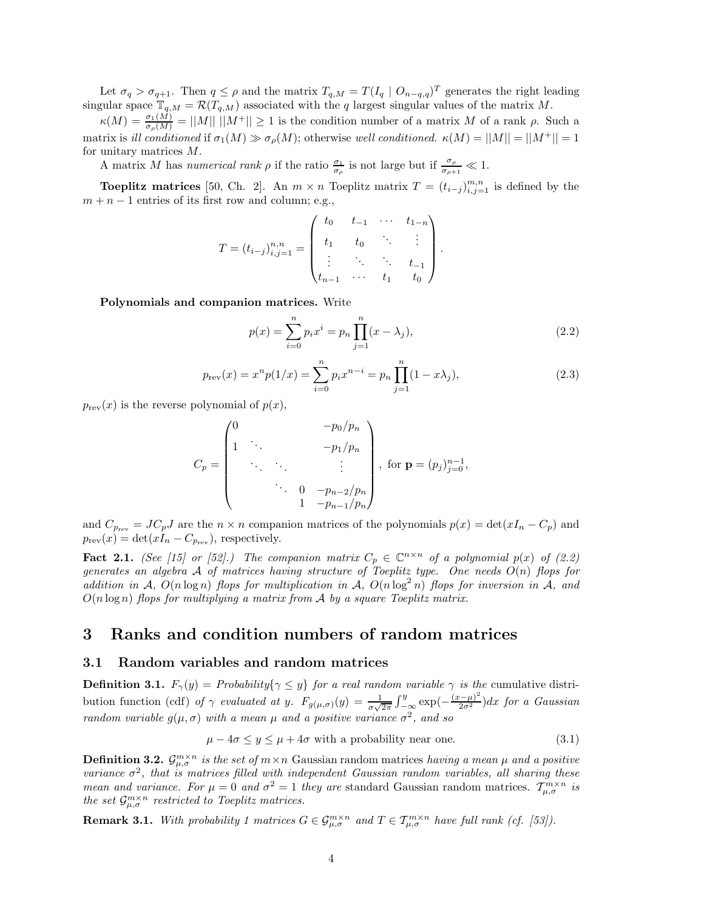Let $\sigma_q > \sigma_{q+1}$. Then $q \leq \rho$ and the matrix $T_{q,M} = T(I_q \mid O_{n-q,q})^T$ generates the right leading singular space $\mathbb{T}_{q,M} = \mathcal{R}(T_{q,M})$ associated with the $q$ largest singular values of the matrix $M$.

$\kappa(M) = \frac{\sigma_1(M)}{\sigma_\rho(M)} = ||M|| \, ||M^+|| \geq 1$ is the condition number of a matrix $M$ of a rank $\rho$. Such a matrix is *ill conditioned* if $\sigma_1(M) \gg \sigma_\rho(M)$; otherwise *well conditioned*. $\kappa(M) = ||M|| = ||M^+|| = 1$ for unitary matrices $M$.

A matrix $M$ has *numerical rank* $\rho$ if the ratio $\frac{\sigma_1}{\sigma_\rho}$ is not large but if $\frac{\sigma_\rho}{\sigma_{\rho+1}} \ll 1$.

**Toeplitz matrices** [50, Ch. 2]. An $m \times n$ Toeplitz matrix $T = (t_{i-j})_{i,j=1}^{m,n}$ is defined by the $m + n - 1$ entries of its first row and column; e.g.,

$$T = (t_{i-j})_{i,j=1}^{n,n} = \begin{pmatrix} t_0 & t_{-1} & \cdots & t_{1-n} \\ t_1 & t_0 & \ddots & \vdots \\ \vdots & \ddots & \ddots & t_{-1} \\ t_{n-1} & \cdots & t_1 & t_0 \end{pmatrix}.$$

**Polynomials and companion matrices.** Write

$$p(x) = \sum_{i=0}^{n} p_i x^i = p_n \prod_{j=1}^{n} (x - \lambda_j), \tag{2.2}$$

$$p_{\text{rev}}(x) = x^n p(1/x) = \sum_{i=0}^{n} p_i x^{n-i} = p_n \prod_{j=1}^{n} (1 - x\lambda_j), \tag{2.3}$$

$p_{\text{rev}}(x)$ is the reverse polynomial of $p(x)$,

$$C_p = \begin{pmatrix} 0 & & & & -p_0/p_n \\ 1 & \ddots & & & -p_1/p_n \\ & \ddots & \ddots & & \vdots \\ & & \ddots & 0 & -p_{n-2}/p_n \\ & & & 1 & -p_{n-1}/p_n \end{pmatrix}, \text{ for } \mathbf{p} = (p_j)_{j=0}^{n-1},$$

and $C_{p_{\text{rev}}} = J C_p J$ are the $n \times n$ companion matrices of the polynomials $p(x) = \det(xI_n - C_p)$ and $p_{\text{rev}}(x) = \det(xI_n - C_{p_{\text{rev}}})$, respectively.

**Fact 2.1.** *(See [15] or [52].) The companion matrix $C_p \in \mathbb{C}^{n \times n}$ of a polynomial $p(x)$ of (2.2) generates an algebra $\mathcal{A}$ of matrices having structure of Toeplitz type. One needs $O(n)$ flops for addition in $\mathcal{A}$, $O(n \log n)$ flops for multiplication in $\mathcal{A}$, $O(n \log^2 n)$ flops for inversion in $\mathcal{A}$, and $O(n \log n)$ flops for multiplying a matrix from $\mathcal{A}$ by a square Toeplitz matrix.*

# 3 Ranks and condition numbers of random matrices

## 3.1 Random variables and random matrices

**Definition 3.1.** *$F_\gamma(y) = Probability\{\gamma \leq y\}$ for a real random variable $\gamma$ is the* cumulative distribution function (cdf) *of $\gamma$ evaluated at $y$. $F_{g(\mu,\sigma)}(y) = \frac{1}{\sigma\sqrt{2\pi}} \int_{-\infty}^{y} \exp(-\frac{(x-\mu)^2}{2\sigma^2}) dx$ for a Gaussian random variable $g(\mu, \sigma)$ with a mean $\mu$ and a positive variance $\sigma^2$, and so*

$$\mu - 4\sigma \leq y \leq \mu + 4\sigma \text{ with a probability near one.} \tag{3.1}$$

**Definition 3.2.** *$\mathcal{G}_{\mu,\sigma}^{m \times n}$ is the set of $m \times n$* Gaussian random matrices *having a mean $\mu$ and a positive variance $\sigma^2$, that is matrices filled with independent Gaussian random variables, all sharing these mean and variance. For $\mu = 0$ and $\sigma^2 = 1$ they are* standard Gaussian random matrices. *$\mathcal{T}_{\mu,\sigma}^{m \times n}$ is the set $\mathcal{G}_{\mu,\sigma}^{m \times n}$ restricted to Toeplitz matrices.*

**Remark 3.1.** *With probability 1 matrices $G \in \mathcal{G}_{\mu,\sigma}^{m \times n}$ and $T \in \mathcal{T}_{\mu,\sigma}^{m \times n}$ have full rank (cf. [53]).*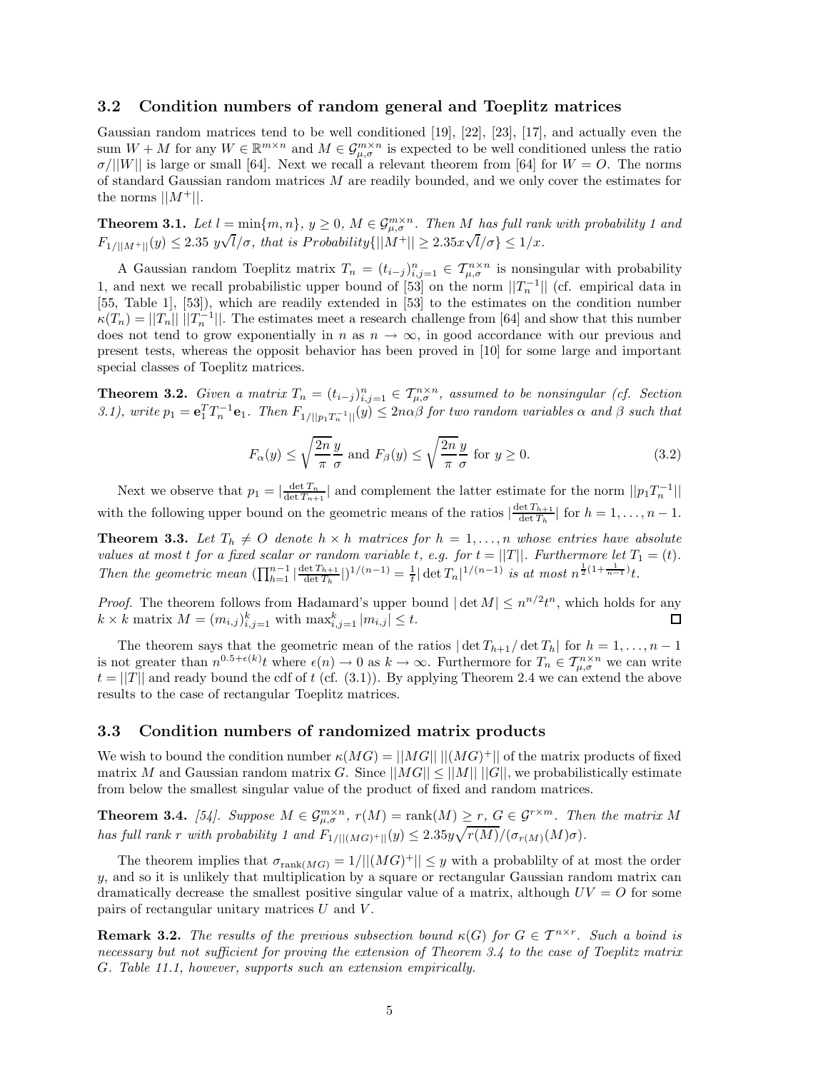### 3.2 Condition numbers of random general and Toeplitz matrices

Gaussian random matrices tend to be well conditioned [19], [22], [23], [17], and actually even the sum $W + M$ for any $W \in \mathbb{R}^{m\times n}$ and $M \in \mathcal{G}_{\mu,\sigma}^{m\times n}$ is expected to be well conditioned unless the ratio $\sigma/||W||$ is large or small [64]. Next we recall a relevant theorem from [64] for $W = O$. The norms of standard Gaussian random matrices $M$ are readily bounded, and we only cover the estimates for the norms $||M^+||$.

**Theorem 3.1.** *Let $l = \min\{m, n\}$, $y \geq 0$, $M \in \mathcal{G}_{\mu,\sigma}^{m\times n}$. Then $M$ has full rank with probability 1 and $F_{1/||M^+||}(y) \leq 2.35\ y\sqrt{l}/\sigma$, that is $Probability\{||M^+|| \geq 2.35x\sqrt{l}/\sigma\} \leq 1/x$.*

A Gaussian random Toeplitz matrix $T_n = (t_{i-j})_{i,j=1}^n \in \mathcal{T}_{\mu,\sigma}^{n\times n}$ is nonsingular with probability 1, and next we recall probabilistic upper bound of [53] on the norm $||T_n^{-1}||$ (cf. empirical data in [55, Table 1], [53]), which are readily extended in [53] to the estimates on the condition number $\kappa(T_n) = ||T_n||\ ||T_n^{-1}||$. The estimates meet a research challenge from [64] and show that this number does not tend to grow exponentially in $n$ as $n \to \infty$, in good accordance with our previous and present tests, whereas the opposit behavior has been proved in [10] for some large and important special classes of Toeplitz matrices.

**Theorem 3.2.** *Given a matrix $T_n = (t_{i-j})_{i,j=1}^n \in \mathcal{T}_{\mu,\sigma}^{n\times n}$, assumed to be nonsingular (cf. Section 3.1), write $p_1 = \mathbf{e}_1^T T_n^{-1}\mathbf{e}_1$. Then $F_{1/||p_1 T_n^{-1}||}(y) \leq 2n\alpha\beta$ for two random variables $\alpha$ and $\beta$ such that*

$$F_\alpha(y) \leq \sqrt{\frac{2n}{\pi}}\frac{y}{\sigma} \text{ and } F_\beta(y) \leq \sqrt{\frac{2n}{\pi}}\frac{y}{\sigma} \text{ for } y \geq 0. \tag{3.2}$$

Next we observe that $p_1 = |\frac{\det T_n}{\det T_{n+1}}|$ and complement the latter estimate for the norm $||p_1 T_n^{-1}||$ with the following upper bound on the geometric means of the ratios $|\frac{\det T_{h+1}}{\det T_h}|$ for $h = 1, \ldots, n-1$.

**Theorem 3.3.** *Let $T_h \neq O$ denote $h \times h$ matrices for $h = 1, \ldots, n$ whose entries have absolute values at most $t$ for a fixed scalar or random variable $t$, e.g. for $t = ||T||$. Furthermore let $T_1 = (t)$. Then the geometric mean $(\prod_{h=1}^{n-1} |\frac{\det T_{h+1}}{\det T_h}|)^{1/(n-1)} = \frac{1}{t}|\det T_n|^{1/(n-1)}$ is at most $n^{\frac{1}{2}(1+\frac{1}{n-1})}t$.*

*Proof.* The theorem follows from Hadamard's upper bound $|\det M| \leq n^{n/2}t^n$, which holds for any $k \times k$ matrix $M = (m_{i,j})_{i,j=1}^k$ with $\max_{i,j=1}^k |m_{i,j}| \leq t$. □

The theorem says that the geometric mean of the ratios $|\det T_{h+1}/\det T_h|$ for $h = 1, \ldots, n-1$ is not greater than $n^{0.5+\epsilon(k)}t$ where $\epsilon(n) \to 0$ as $k \to \infty$. Furthermore for $T_n \in \mathcal{T}_{\mu,\sigma}^{n\times n}$ we can write $t = ||T||$ and ready bound the cdf of $t$ (cf. (3.1)). By applying Theorem 2.4 we can extend the above results to the case of rectangular Toeplitz matrices.

### 3.3 Condition numbers of randomized matrix products

We wish to bound the condition number $\kappa(MG) = ||MG||\ ||(MG)^+||$ of the matrix products of fixed matrix $M$ and Gaussian random matrix $G$. Since $||MG|| \leq ||M||\ ||G||$, we probabilistically estimate from below the smallest singular value of the product of fixed and random matrices.

**Theorem 3.4.** *[54]. Suppose $M \in \mathcal{G}_{\mu,\sigma}^{m\times n}$, $r(M) = \operatorname{rank}(M) \geq r$, $G \in \mathcal{G}^{r\times m}$. Then the matrix $M$ has full rank $r$ with probability 1 and $F_{1/||(MG)^+||}(y) \leq 2.35y\sqrt{r(M)}/(\sigma_{r(M)}(M)\sigma)$.*

The theorem implies that $\sigma_{\operatorname{rank}(MG)} = 1/||(MG)^+|| \leq y$ with a probablilty of at most the order $y$, and so it is unlikely that multiplication by a square or rectangular Gaussian random matrix can dramatically decrease the smallest positive singular value of a matrix, although $UV = O$ for some pairs of rectangular unitary matrices $U$ and $V$.

**Remark 3.2.** *The results of the previous subsection bound $\kappa(G)$ for $G \in \mathcal{T}^{n\times r}$. Such a boind is necessary but not sufficient for proving the extension of Theorem 3.4 to the case of Toeplitz matrix $G$. Table 11.1, however, supports such an extension empirically.*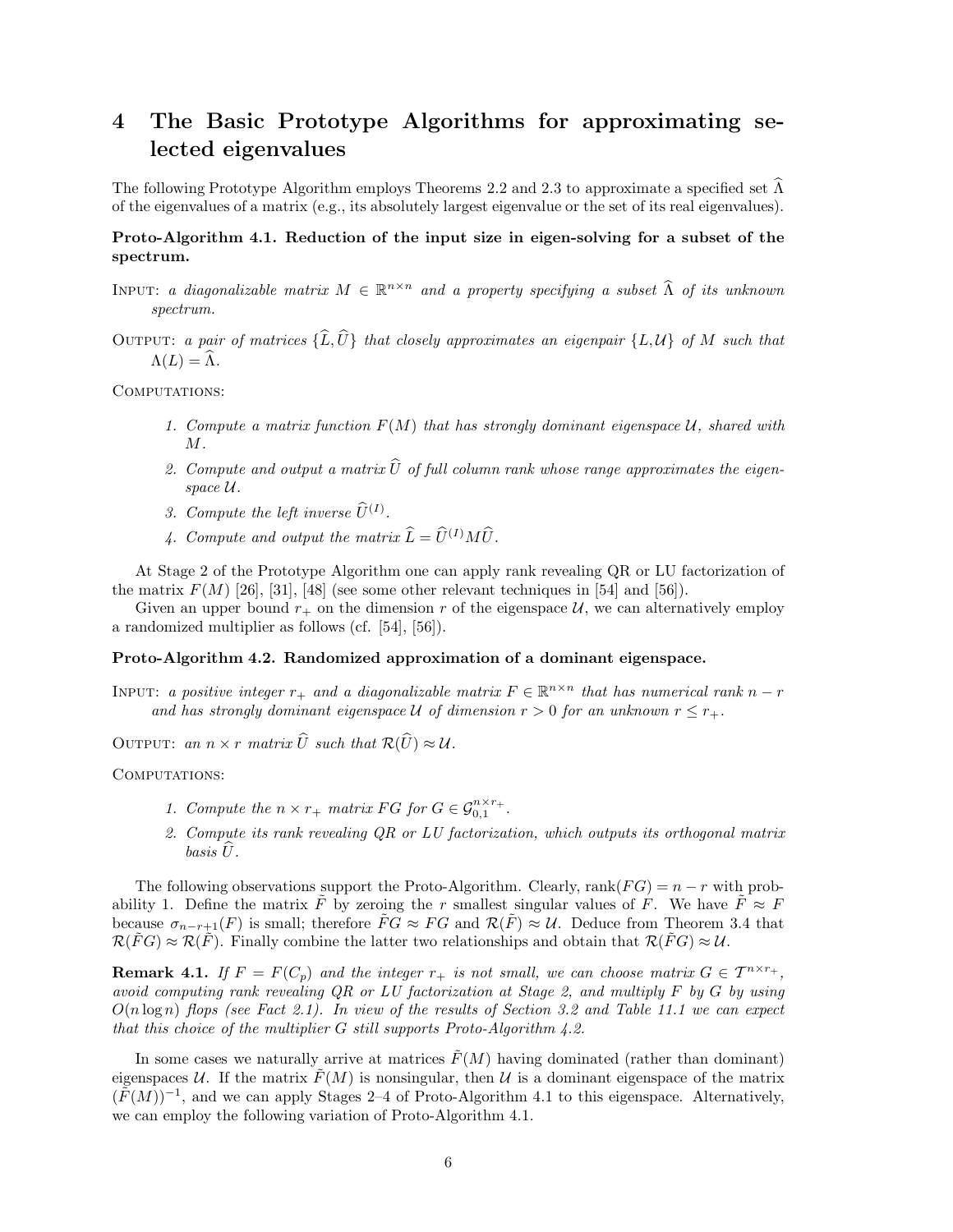# 4 The Basic Prototype Algorithms for approximating selected eigenvalues

The following Prototype Algorithm employs Theorems 2.2 and 2.3 to approximate a specified set $\widehat{\Lambda}$ of the eigenvalues of a matrix (e.g., its absolutely largest eigenvalue or the set of its real eigenvalues).

**Proto-Algorithm 4.1. Reduction of the input size in eigen-solving for a subset of the spectrum.**

Input: *a diagonalizable matrix $M \in \mathbb{R}^{n\times n}$ and a property specifying a subset $\widehat{\Lambda}$ of its unknown spectrum.*

Output: *a pair of matrices $\{\widehat{L}, \widehat{U}\}$ that closely approximates an eigenpair $\{L, \mathcal{U}\}$ of $M$ such that $\Lambda(L) = \widehat{\Lambda}$.*

Computations:

1. *Compute a matrix function $F(M)$ that has strongly dominant eigenspace $\mathcal{U}$, shared with $M$.*
2. *Compute and output a matrix $\widehat{U}$ of full column rank whose range approximates the eigenspace $\mathcal{U}$.*
3. *Compute the left inverse $\widehat{U}^{(I)}$.*
4. *Compute and output the matrix $\widehat{L} = \widehat{U}^{(I)} M \widehat{U}$.*

At Stage 2 of the Prototype Algorithm one can apply rank revealing QR or LU factorization of the matrix $F(M)$ [26], [31], [48] (see some other relevant techniques in [54] and [56]).

Given an upper bound $r_+$ on the dimension $r$ of the eigenspace $\mathcal{U}$, we can alternatively employ a randomized multiplier as follows (cf. [54], [56]).

**Proto-Algorithm 4.2. Randomized approximation of a dominant eigenspace.**

Input: *a positive integer $r_+$ and a diagonalizable matrix $F \in \mathbb{R}^{n\times n}$ that has numerical rank $n - r$ and has strongly dominant eigenspace $\mathcal{U}$ of dimension $r > 0$ for an unknown $r \le r_+$.*

Output: *an $n \times r$ matrix $\widehat{U}$ such that $\mathcal{R}(\widehat{U}) \approx \mathcal{U}$.*

Computations:

1. *Compute the $n \times r_+$ matrix $FG$ for $G \in \mathcal{G}_{0,1}^{n\times r_+}$.*
2. *Compute its rank revealing QR or LU factorization, which outputs its orthogonal matrix basis $\widehat{U}$.*

The following observations support the Proto-Algorithm. Clearly, $\operatorname{rank}(FG) = n - r$ with probability 1. Define the matrix $\tilde{F}$ by zeroing the $r$ smallest singular values of $F$. We have $\tilde{F} \approx F$ because $\sigma_{n-r+1}(F)$ is small; therefore $\tilde{F}G \approx FG$ and $\mathcal{R}(\tilde{F}) \approx \mathcal{U}$. Deduce from Theorem 3.4 that $\mathcal{R}(\tilde{F}G) \approx \mathcal{R}(\tilde{F})$. Finally combine the latter two relationships and obtain that $\mathcal{R}(\tilde{F}G) \approx \mathcal{U}$.

**Remark 4.1.** *If $F = F(C_p)$ and the integer $r_+$ is not small, we can choose matrix $G \in \mathcal{T}^{n\times r_+}$, avoid computing rank revealing QR or LU factorization at Stage 2, and multiply $F$ by $G$ by using $O(n \log n)$ flops (see Fact 2.1). In view of the results of Section 3.2 and Table 11.1 we can expect that this choice of the multiplier $G$ still supports Proto-Algorithm 4.2.*

In some cases we naturally arrive at matrices $\tilde{F}(M)$ having dominated (rather than dominant) eigenspaces $\mathcal{U}$. If the matrix $\tilde{F}(M)$ is nonsingular, then $\mathcal{U}$ is a dominant eigenspace of the matrix $(\tilde{F}(M))^{-1}$, and we can apply Stages 2–4 of Proto-Algorithm 4.1 to this eigenspace. Alternatively, we can employ the following variation of Proto-Algorithm 4.1.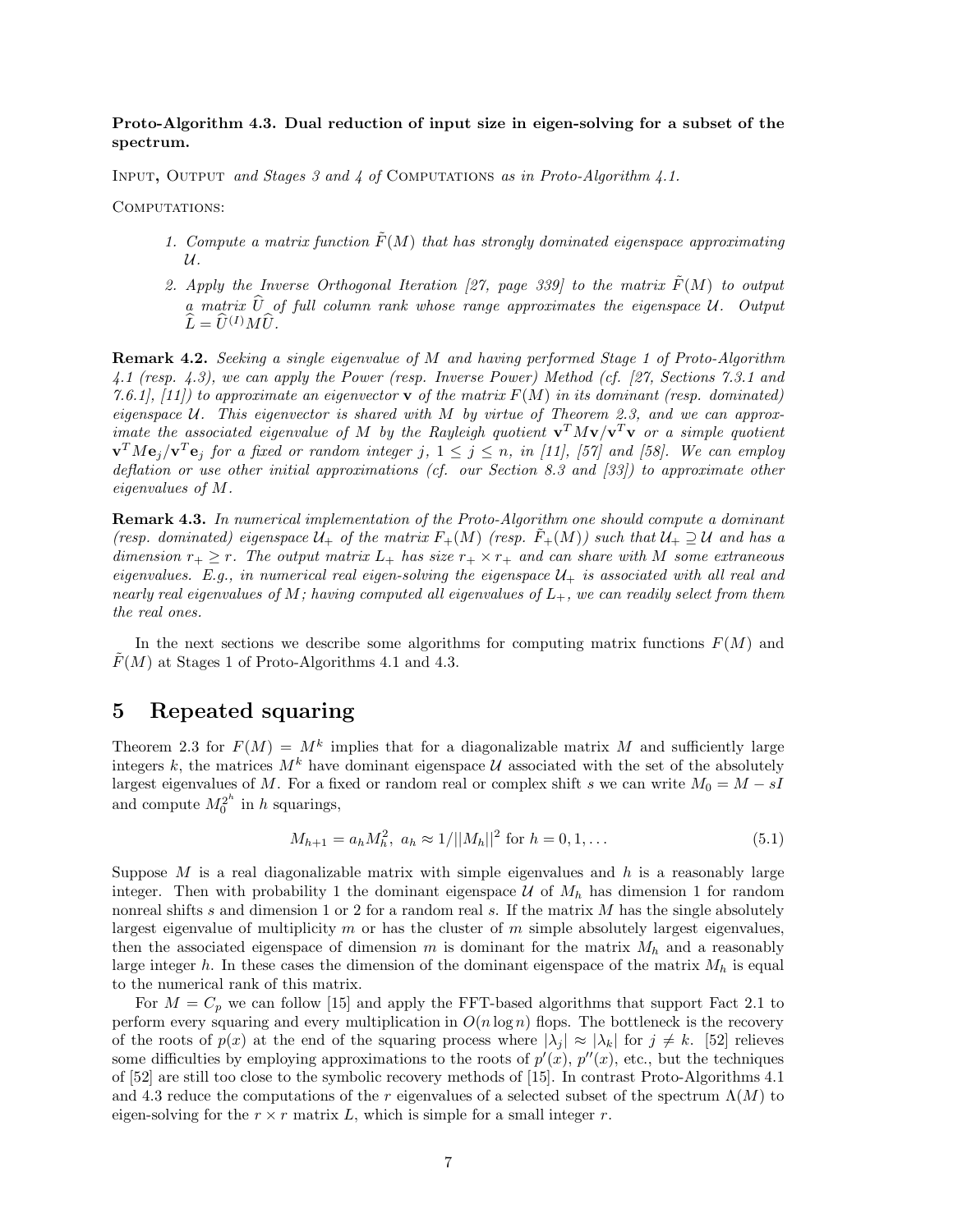**Proto-Algorithm 4.3. Dual reduction of input size in eigen-solving for a subset of the spectrum.**

Input, Output *and Stages 3 and 4 of* Computations *as in Proto-Algorithm 4.1.*

Computations:

1. *Compute a matrix function $\tilde{F}(M)$ that has strongly dominated eigenspace approximating $\mathcal{U}$.*
2. *Apply the Inverse Orthogonal Iteration [27, page 339] to the matrix $\tilde{F}(M)$ to output a matrix $\widehat{U}$ of full column rank whose range approximates the eigenspace $\mathcal{U}$. Output $\widehat{L} = \widehat{U}^{(I)} M \widehat{U}$.*

**Remark 4.2.** *Seeking a single eigenvalue of $M$ and having performed Stage 1 of Proto-Algorithm 4.1 (resp. 4.3), we can apply the Power (resp. Inverse Power) Method (cf. [27, Sections 7.3.1 and 7.6.1], [11]) to approximate an eigenvector $\mathbf{v}$ of the matrix $F(M)$ in its dominant (resp. dominated) eigenspace $\mathcal{U}$. This eigenvector is shared with $M$ by virtue of Theorem 2.3, and we can approximate the associated eigenvalue of $M$ by the Rayleigh quotient $\mathbf{v}^T M\mathbf{v}/\mathbf{v}^T\mathbf{v}$ or a simple quotient $\mathbf{v}^T M\mathbf{e}_j/\mathbf{v}^T\mathbf{e}_j$ for a fixed or random integer $j$, $1 \le j \le n$, in [11], [57] and [58]. We can employ deflation or use other initial approximations (cf. our Section 8.3 and [33]) to approximate other eigenvalues of $M$.*

**Remark 4.3.** *In numerical implementation of the Proto-Algorithm one should compute a dominant (resp. dominated) eigenspace $\mathcal{U}_+$ of the matrix $F_+(M)$ (resp. $\tilde{F}_+(M)$) such that $\mathcal{U}_+ \supseteq \mathcal{U}$ and has a dimension $r_+ \ge r$. The output matrix $L_+$ has size $r_+ \times r_+$ and can share with $M$ some extraneous eigenvalues. E.g., in numerical real eigen-solving the eigenspace $\mathcal{U}_+$ is associated with all real and nearly real eigenvalues of $M$; having computed all eigenvalues of $L_+$, we can readily select from them the real ones.*

In the next sections we describe some algorithms for computing matrix functions $F(M)$ and $\tilde{F}(M)$ at Stages 1 of Proto-Algorithms 4.1 and 4.3.

# 5 Repeated squaring

Theorem 2.3 for $F(M) = M^k$ implies that for a diagonalizable matrix $M$ and sufficiently large integers $k$, the matrices $M^k$ have dominant eigenspace $\mathcal{U}$ associated with the set of the absolutely largest eigenvalues of $M$. For a fixed or random real or complex shift $s$ we can write $M_0 = M - sI$ and compute $M_0^{2^h}$ in $h$ squarings,

$$M_{h+1} = a_h M_h^2,\ a_h \approx 1/||M_h||^2 \text{ for } h = 0, 1, \ldots \tag{5.1}$$

Suppose $M$ is a real diagonalizable matrix with simple eigenvalues and $h$ is a reasonably large integer. Then with probability 1 the dominant eigenspace $\mathcal{U}$ of $M_h$ has dimension 1 for random nonreal shifts $s$ and dimension 1 or 2 for a random real $s$. If the matrix $M$ has the single absolutely largest eigenvalue of multiplicity $m$ or has the cluster of $m$ simple absolutely largest eigenvalues, then the associated eigenspace of dimension $m$ is dominant for the matrix $M_h$ and a reasonably large integer $h$. In these cases the dimension of the dominant eigenspace of the matrix $M_h$ is equal to the numerical rank of this matrix.

For $M = C_p$ we can follow [15] and apply the FFT-based algorithms that support Fact 2.1 to perform every squaring and every multiplication in $O(n \log n)$ flops. The bottleneck is the recovery of the roots of $p(x)$ at the end of the squaring process where $|\lambda_j| \approx |\lambda_k|$ for $j \ne k$. [52] relieves some difficulties by employing approximations to the roots of $p'(x)$, $p''(x)$, etc., but the techniques of [52] are still too close to the symbolic recovery methods of [15]. In contrast Proto-Algorithms 4.1 and 4.3 reduce the computations of the $r$ eigenvalues of a selected subset of the spectrum $\Lambda(M)$ to eigen-solving for the $r \times r$ matrix $L$, which is simple for a small integer $r$.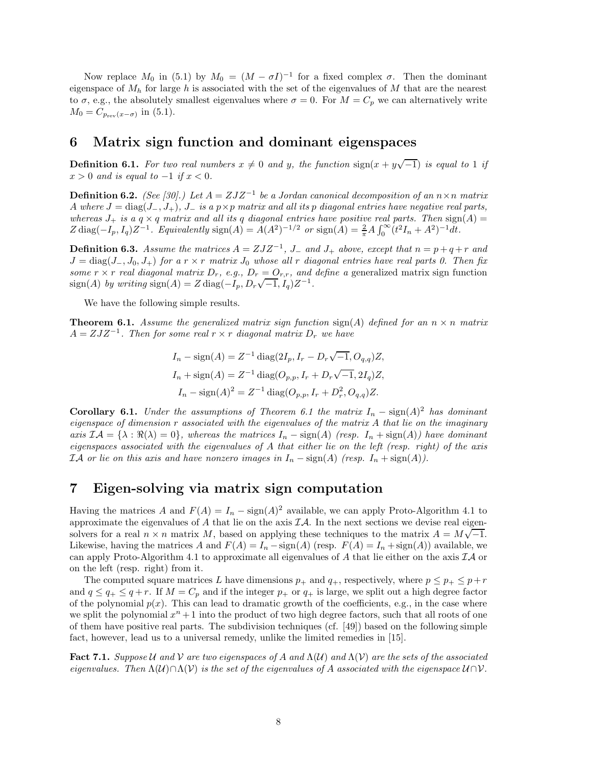Now replace $M_0$ in (5.1) by $M_0 = (M - \sigma I)^{-1}$ for a fixed complex $\sigma$. Then the dominant eigenspace of $M_h$ for large $h$ is associated with the set of the eigenvalues of $M$ that are the nearest to $\sigma$, e.g., the absolutely smallest eigenvalues where $\sigma = 0$. For $M = C_p$ we can alternatively write $M_0 = C_{p_{\text{rev}}(x-\sigma)}$ in (5.1).

# 6 Matrix sign function and dominant eigenspaces

**Definition 6.1.** *For two real numbers $x \neq 0$ and $y$, the function $\text{sign}(x + y\sqrt{-1})$ is equal to 1 if $x > 0$ and is equal to $-1$ if $x < 0$.*

**Definition 6.2.** *(See [30].) Let $A = ZJZ^{-1}$ be a Jordan canonical decomposition of an $n \times n$ matrix $A$ where $J = \text{diag}(J_-, J_+)$, $J_-$ is a $p \times p$ matrix and all its $p$ diagonal entries have negative real parts, whereas $J_+$ is a $q \times q$ matrix and all its $q$ diagonal entries have positive real parts. Then $\text{sign}(A) = Z\,\text{diag}(-I_p, I_q)Z^{-1}$. Equivalently $\text{sign}(A) = A(A^2)^{-1/2}$ or $\text{sign}(A) = \frac{2}{\pi}A\int_0^\infty (t^2 I_n + A^2)^{-1}dt$.*

**Definition 6.3.** *Assume the matrices $A = ZJZ^{-1}$, $J_-$ and $J_+$ above, except that $n = p+q+r$ and $J = \text{diag}(J_-, J_0, J_+)$ for a $r \times r$ matrix $J_0$ whose all $r$ diagonal entries have real parts 0. Then fix some $r \times r$ real diagonal matrix $D_r$, e.g., $D_r = O_{r,r}$, and define a* generalized matrix sign function *$\text{sign}(A)$ by writing $\text{sign}(A) = Z\,\text{diag}(-I_p, D_r\sqrt{-1}, I_q)Z^{-1}$.*

We have the following simple results.

**Theorem 6.1.** *Assume the generalized matrix sign function $\text{sign}(A)$ defined for an $n \times n$ matrix $A = ZJZ^{-1}$. Then for some real $r \times r$ diagonal matrix $D_r$ we have*

$$I_n - \text{sign}(A) = Z^{-1}\,\text{diag}(2I_p, I_r - D_r\sqrt{-1}, O_{q,q})Z,$$

$$I_n + \text{sign}(A) = Z^{-1}\,\text{diag}(O_{p,p}, I_r + D_r\sqrt{-1}, 2I_q)Z,$$

$$I_n - \text{sign}(A)^2 = Z^{-1}\,\text{diag}(O_{p,p}, I_r + D_r^2, O_{q,q})Z.$$

**Corollary 6.1.** *Under the assumptions of Theorem 6.1 the matrix $I_n - \text{sign}(A)^2$ has dominant eigenspace of dimension $r$ associated with the eigenvalues of the matrix $A$ that lie on the imaginary axis $\mathcal{IA} = \{\lambda : \Re(\lambda) = 0\}$, whereas the matrices $I_n - \text{sign}(A)$ (resp. $I_n + \text{sign}(A)$) have dominant eigenspaces associated with the eigenvalues of $A$ that either lie on the left (resp. right) of the axis $\mathcal{IA}$ or lie on this axis and have nonzero images in $I_n - \text{sign}(A)$ (resp. $I_n + \text{sign}(A)$).*

# 7 Eigen-solving via matrix sign computation

Having the matrices $A$ and $F(A) = I_n - \text{sign}(A)^2$ available, we can apply Proto-Algorithm 4.1 to approximate the eigenvalues of $A$ that lie on the axis $\mathcal{IA}$. In the next sections we devise real eigen-solvers for a real $n \times n$ matrix $M$, based on applying these techniques to the matrix $A = M\sqrt{-1}$. Likewise, having the matrices $A$ and $F(A) = I_n - \text{sign}(A)$ (resp. $F(A) = I_n + \text{sign}(A)$) available, we can apply Proto-Algorithm 4.1 to approximate all eigenvalues of $A$ that lie either on the axis $\mathcal{IA}$ or on the left (resp. right) from it.

The computed square matrices $L$ have dimensions $p_+$ and $q_+$, respectively, where $p \leq p_+ \leq p+r$ and $q \leq q_+ \leq q+r$. If $M = C_p$ and if the integer $p_+$ or $q_+$ is large, we split out a high degree factor of the polynomial $p(x)$. This can lead to dramatic growth of the coefficients, e.g., in the case where we split the polynomial $x^n + 1$ into the product of two high degree factors, such that all roots of one of them have positive real parts. The subdivision techniques (cf. [49]) based on the following simple fact, however, lead us to a universal remedy, unlike the limited remedies in [15].

**Fact 7.1.** *Suppose $\mathcal{U}$ and $\mathcal{V}$ are two eigenspaces of $A$ and $\Lambda(\mathcal{U})$ and $\Lambda(\mathcal{V})$ are the sets of the associated eigenvalues. Then $\Lambda(\mathcal{U}) \cap \Lambda(\mathcal{V})$ is the set of the eigenvalues of $A$ associated with the eigenspace $\mathcal{U} \cap \mathcal{V}$.*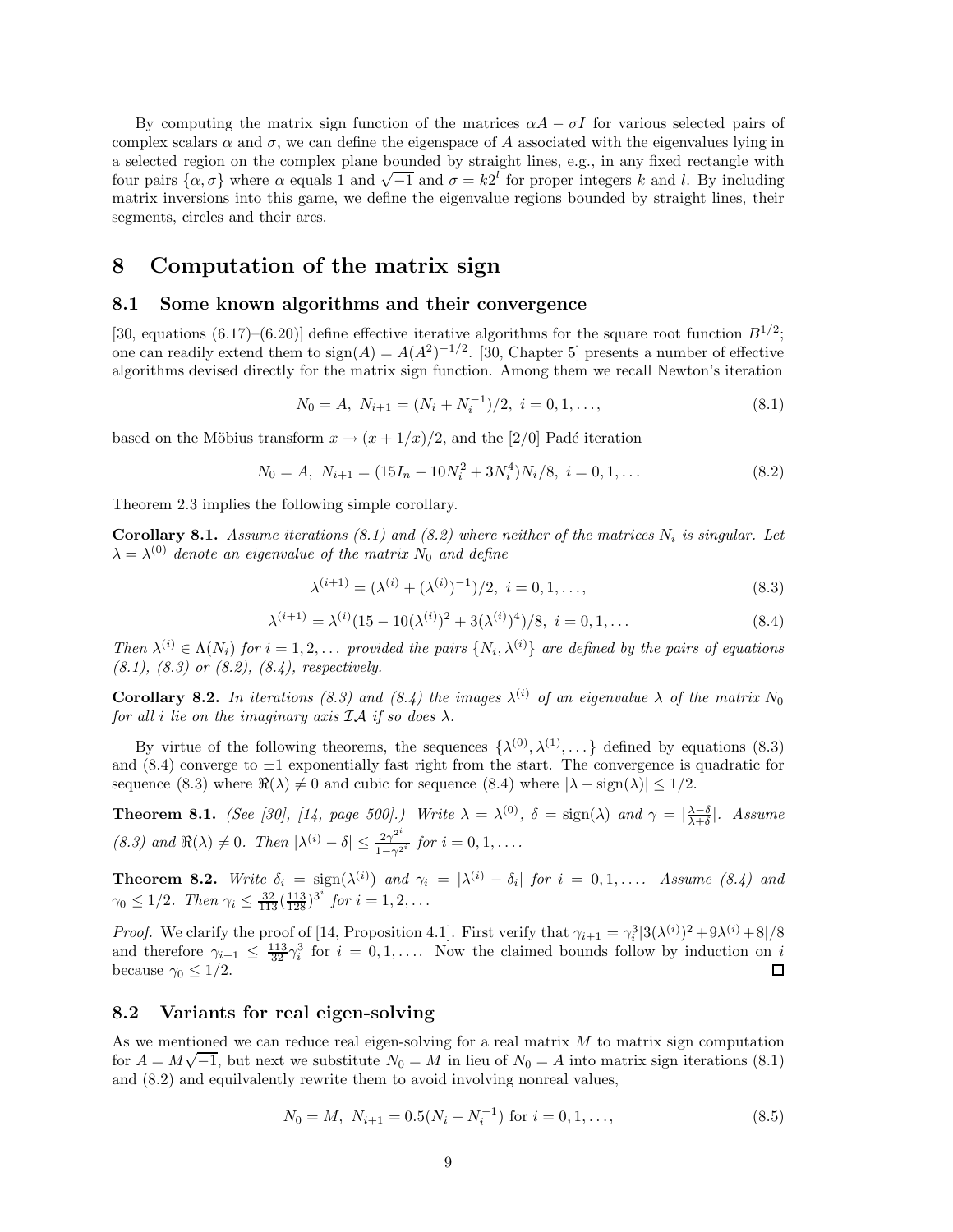By computing the matrix sign function of the matrices $\alpha A - \sigma I$ for various selected pairs of complex scalars $\alpha$ and $\sigma$, we can define the eigenspace of $A$ associated with the eigenvalues lying in a selected region on the complex plane bounded by straight lines, e.g., in any fixed rectangle with four pairs $\{\alpha, \sigma\}$ where $\alpha$ equals 1 and $\sqrt{-1}$ and $\sigma = k2^l$ for proper integers $k$ and $l$. By including matrix inversions into this game, we define the eigenvalue regions bounded by straight lines, their segments, circles and their arcs.

# 8 Computation of the matrix sign

## 8.1 Some known algorithms and their convergence

[30, equations (6.17)–(6.20)] define effective iterative algorithms for the square root function $B^{1/2}$; one can readily extend them to $\text{sign}(A) = A(A^2)^{-1/2}$. [30, Chapter 5] presents a number of effective algorithms devised directly for the matrix sign function. Among them we recall Newton's iteration

$$N_0 = A,\ N_{i+1} = (N_i + N_i^{-1})/2,\ i = 0, 1, \ldots, \tag{8.1}$$

based on the Möbius transform $x \to (x + 1/x)/2$, and the [2/0] Padé iteration

$$N_0 = A,\ N_{i+1} = (15I_n - 10N_i^2 + 3N_i^4)N_i/8,\ i = 0, 1, \ldots \tag{8.2}$$

Theorem 2.3 implies the following simple corollary.

**Corollary 8.1.** *Assume iterations (8.1) and (8.2) where neither of the matrices $N_i$ is singular. Let $\lambda = \lambda^{(0)}$ denote an eigenvalue of the matrix $N_0$ and define*

$$\lambda^{(i+1)} = (\lambda^{(i)} + (\lambda^{(i)})^{-1})/2,\ i = 0, 1, \ldots, \tag{8.3}$$

$$\lambda^{(i+1)} = \lambda^{(i)}(15 - 10(\lambda^{(i)})^2 + 3(\lambda^{(i)})^4)/8,\ i = 0, 1, \ldots \tag{8.4}$$

*Then $\lambda^{(i)} \in \Lambda(N_i)$ for $i = 1, 2, \ldots$ provided the pairs $\{N_i, \lambda^{(i)}\}$ are defined by the pairs of equations (8.1), (8.3) or (8.2), (8.4), respectively.*

**Corollary 8.2.** *In iterations (8.3) and (8.4) the images $\lambda^{(i)}$ of an eigenvalue $\lambda$ of the matrix $N_0$ for all $i$ lie on the imaginary axis $\mathcal{IA}$ if so does $\lambda$.*

By virtue of the following theorems, the sequences $\{\lambda^{(0)}, \lambda^{(1)}, \ldots\}$ defined by equations (8.3) and (8.4) converge to $\pm 1$ exponentially fast right from the start. The convergence is quadratic for sequence (8.3) where $\Re(\lambda) \neq 0$ and cubic for sequence (8.4) where $|\lambda - \text{sign}(\lambda)| \leq 1/2$.

**Theorem 8.1.** *(See [30], [14, page 500].) Write $\lambda = \lambda^{(0)}$, $\delta = \text{sign}(\lambda)$ and $\gamma = |\frac{\lambda - \delta}{\lambda + \delta}|$. Assume (8.3) and $\Re(\lambda) \neq 0$. Then $|\lambda^{(i)} - \delta| \leq \frac{2\gamma^{2^i}}{1 - \gamma^{2^i}}$ for $i = 0, 1, \ldots$.*

**Theorem 8.2.** *Write $\delta_i = \text{sign}(\lambda^{(i)})$ and $\gamma_i = |\lambda^{(i)} - \delta_i|$ for $i = 0, 1, \ldots$. Assume (8.4) and $\gamma_0 \leq 1/2$. Then $\gamma_i \leq \frac{32}{113}(\frac{113}{128})^{3^i}$ for $i = 1, 2, \ldots$*

*Proof.* We clarify the proof of [14, Proposition 4.1]. First verify that $\gamma_{i+1} = \gamma_i^3|3(\lambda^{(i)})^2 + 9\lambda^{(i)} + 8|/8$ and therefore $\gamma_{i+1} \leq \frac{113}{32}\gamma_i^3$ for $i = 0, 1, \ldots$. Now the claimed bounds follow by induction on $i$ because $\gamma_0 \leq 1/2$. □

## 8.2 Variants for real eigen-solving

As we mentioned we can reduce real eigen-solving for a real matrix $M$ to matrix sign computation for $A = M\sqrt{-1}$, but next we substitute $N_0 = M$ in lieu of $N_0 = A$ into matrix sign iterations (8.1) and (8.2) and equilvalently rewrite them to avoid involving nonreal values,

$$N_0 = M,\ N_{i+1} = 0.5(N_i - N_i^{-1}) \text{ for } i = 0, 1, \ldots, \tag{8.5}$$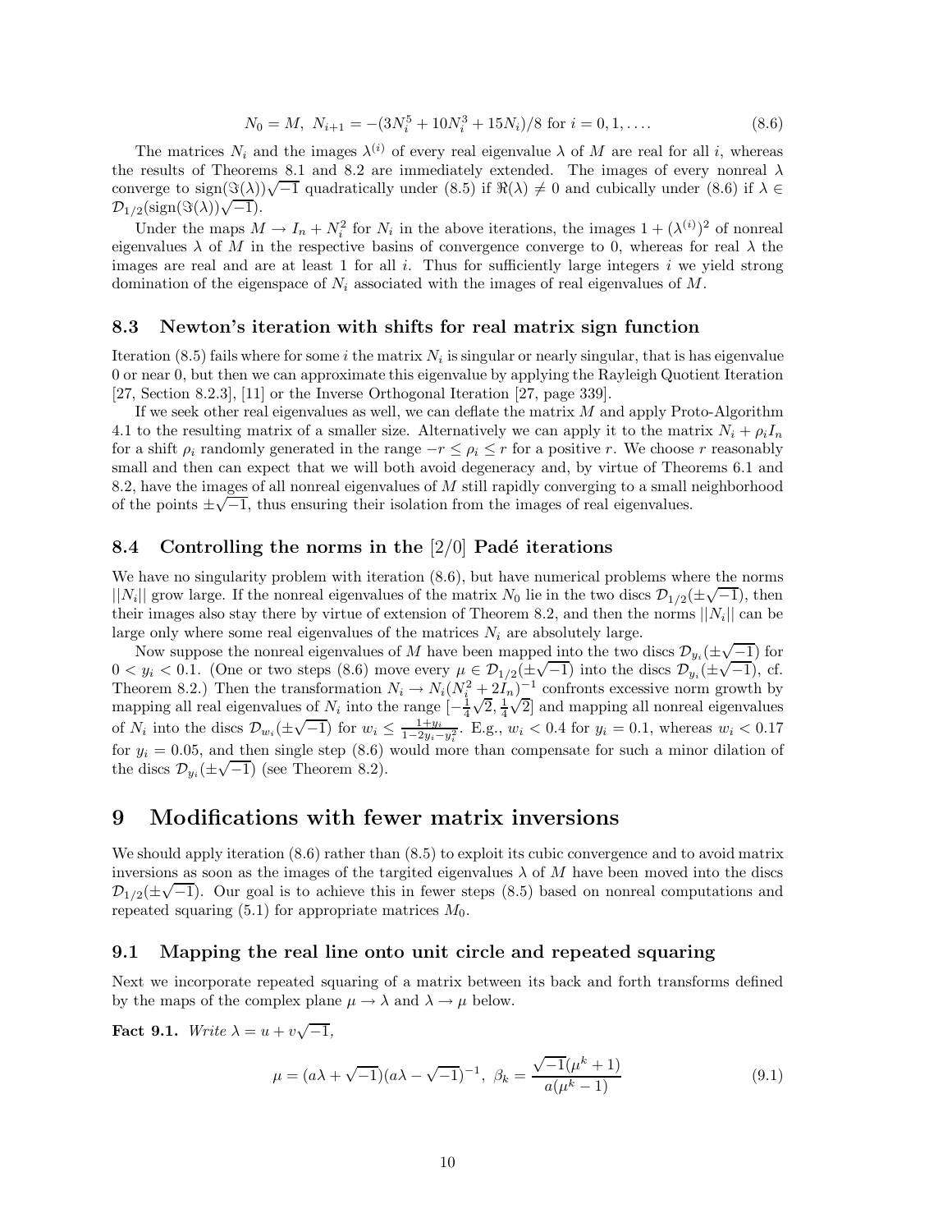$$N_0 = M,\ N_{i+1} = -(3N_i^5 + 10N_i^3 + 15N_i)/8 \text{ for } i = 0, 1, \ldots. \tag{8.6}$$

The matrices $N_i$ and the images $\lambda^{(i)}$ of every real eigenvalue $\lambda$ of $M$ are real for all $i$, whereas the results of Theorems 8.1 and 8.2 are immediately extended. The images of every nonreal $\lambda$ converge to $\text{sign}(\Im(\lambda))\sqrt{-1}$ quadratically under (8.5) if $\Re(\lambda) \neq 0$ and cubically under (8.6) if $\lambda \in \mathcal{D}_{1/2}(\text{sign}(\Im(\lambda))\sqrt{-1})$.

Under the maps $M \to I_n + N_i^2$ for $N_i$ in the above iterations, the images $1 + (\lambda^{(i)})^2$ of nonreal eigenvalues $\lambda$ of $M$ in the respective basins of convergence converge to 0, whereas for real $\lambda$ the images are real and are at least 1 for all $i$. Thus for sufficiently large integers $i$ we yield strong domination of the eigenspace of $N_i$ associated with the images of real eigenvalues of $M$.

### 8.3 Newton's iteration with shifts for real matrix sign function

Iteration (8.5) fails where for some $i$ the matrix $N_i$ is singular or nearly singular, that is has eigenvalue 0 or near 0, but then we can approximate this eigenvalue by applying the Rayleigh Quotient Iteration [27, Section 8.2.3], [11] or the Inverse Orthogonal Iteration [27, page 339].

If we seek other real eigenvalues as well, we can deflate the matrix $M$ and apply Proto-Algorithm 4.1 to the resulting matrix of a smaller size. Alternatively we can apply it to the matrix $N_i + \rho_i I_n$ for a shift $\rho_i$ randomly generated in the range $-r \leq \rho_i \leq r$ for a positive $r$. We choose $r$ reasonably small and then can expect that we will both avoid degeneracy and, by virtue of Theorems 6.1 and 8.2, have the images of all nonreal eigenvalues of $M$ still rapidly converging to a small neighborhood of the points $\pm\sqrt{-1}$, thus ensuring their isolation from the images of real eigenvalues.

### 8.4 Controlling the norms in the $[2/0]$ Padé iterations

We have no singularity problem with iteration (8.6), but have numerical problems where the norms $||N_i||$ grow large. If the nonreal eigenvalues of the matrix $N_0$ lie in the two discs $\mathcal{D}_{1/2}(\pm\sqrt{-1})$, then their images also stay there by virtue of extension of Theorem 8.2, and then the norms $||N_i||$ can be large only where some real eigenvalues of the matrices $N_i$ are absolutely large.

Now suppose the nonreal eigenvalues of $M$ have been mapped into the two discs $\mathcal{D}_{y_i}(\pm\sqrt{-1})$ for $0 < y_i < 0.1$. (One or two steps (8.6) move every $\mu \in \mathcal{D}_{1/2}(\pm\sqrt{-1})$ into the discs $\mathcal{D}_{y_i}(\pm\sqrt{-1})$, cf. Theorem 8.2.) Then the transformation $N_i \to N_i(N_i^2 + 2I_n)^{-1}$ confronts excessive norm growth by mapping all real eigenvalues of $N_i$ into the range $[-\frac{1}{4}\sqrt{2}, \frac{1}{4}\sqrt{2}]$ and mapping all nonreal eigenvalues of $N_i$ into the discs $\mathcal{D}_{w_i}(\pm\sqrt{-1})$ for $w_i \leq \frac{1+y_i}{1-2y_i-y_i^2}$. E.g., $w_i < 0.4$ for $y_i = 0.1$, whereas $w_i < 0.17$ for $y_i = 0.05$, and then single step (8.6) would more than compensate for such a minor dilation of the discs $\mathcal{D}_{y_i}(\pm\sqrt{-1})$ (see Theorem 8.2).

## 9 Modifications with fewer matrix inversions

We should apply iteration (8.6) rather than (8.5) to exploit its cubic convergence and to avoid matrix inversions as soon as the images of the targited eigenvalues $\lambda$ of $M$ have been moved into the discs $\mathcal{D}_{1/2}(\pm\sqrt{-1})$. Our goal is to achieve this in fewer steps (8.5) based on nonreal computations and repeated squaring (5.1) for appropriate matrices $M_0$.

### 9.1 Mapping the real line onto unit circle and repeated squaring

Next we incorporate repeated squaring of a matrix between its back and forth transforms defined by the maps of the complex plane $\mu \to \lambda$ and $\lambda \to \mu$ below.

**Fact 9.1.** *Write* $\lambda = u + v\sqrt{-1}$,

$$\mu = (a\lambda + \sqrt{-1})(a\lambda - \sqrt{-1})^{-1},\ \beta_k = \frac{\sqrt{-1}(\mu^k + 1)}{a(\mu^k - 1)} \tag{9.1}$$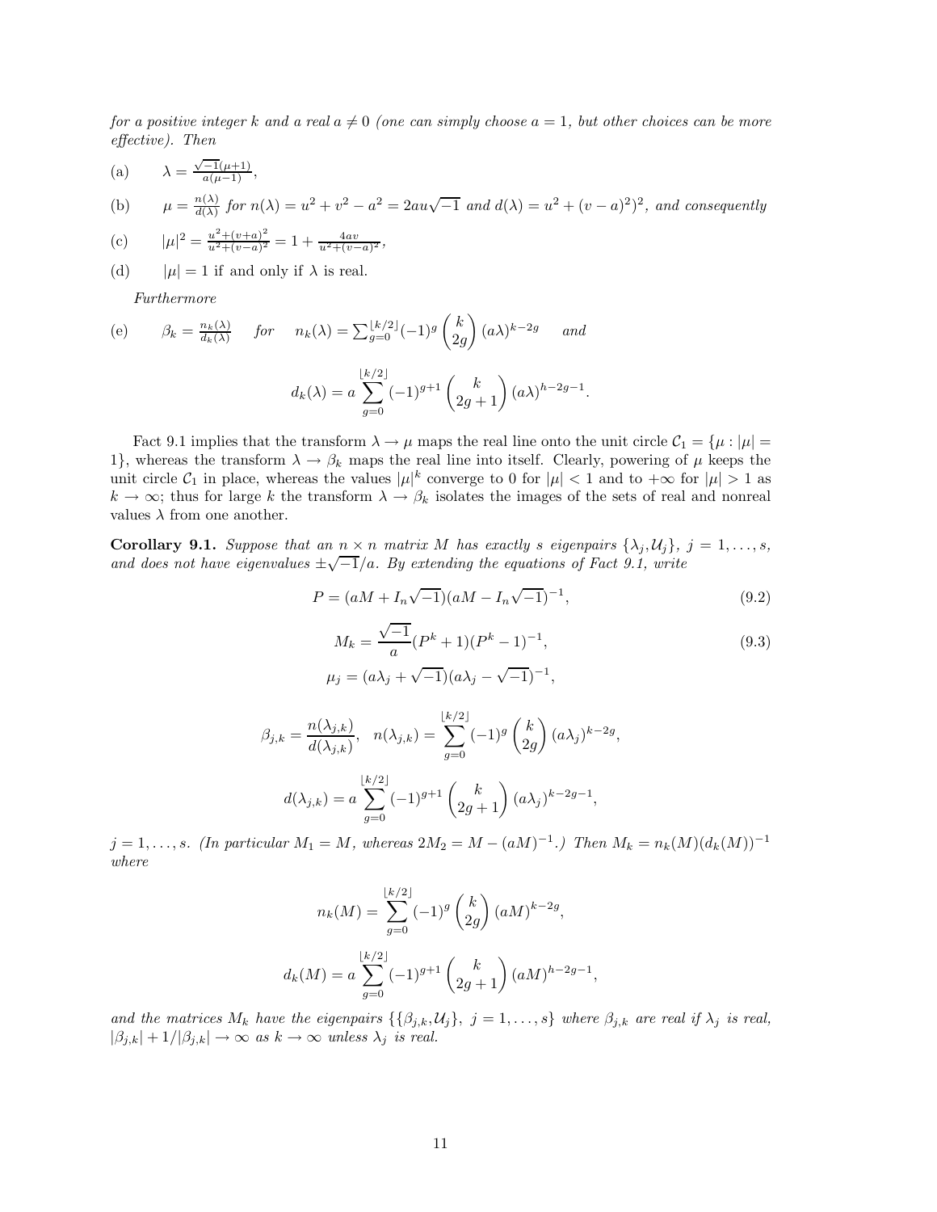*for a positive integer $k$ and a real $a \neq 0$ (one can simply choose $a = 1$, but other choices can be more effective). Then*

(a) $\quad \lambda = \frac{\sqrt{-1}(\mu+1)}{a(\mu-1)}$,

(b) $\quad \mu = \frac{n(\lambda)}{d(\lambda)}$ *for* $n(\lambda) = u^2 + v^2 - a^2 = 2au\sqrt{-1}$ *and* $d(\lambda) = u^2 + (v-a)^2)^2$, *and consequently*

(c) $\quad |\mu|^2 = \frac{u^2+(v+a)^2}{u^2+(v-a)^2} = 1 + \frac{4av}{u^2+(v-a)^2}$,

(d) $\quad |\mu| = 1$ if and only if $\lambda$ is real.

*Furthermore*

(e) $\quad \beta_k = \frac{n_k(\lambda)}{d_k(\lambda)} \quad$ *for* $\quad n_k(\lambda) = \sum_{g=0}^{\lfloor k/2 \rfloor} (-1)^g \binom{k}{2g} (a\lambda)^{k-2g} \quad$ *and*

$$d_k(\lambda) = a \sum_{g=0}^{\lfloor k/2 \rfloor} (-1)^{g+1} \binom{k}{2g+1} (a\lambda)^{h-2g-1}.$$

Fact 9.1 implies that the transform $\lambda \to \mu$ maps the real line onto the unit circle $\mathcal{C}_1 = \{\mu : |\mu| = 1\}$, whereas the transform $\lambda \to \beta_k$ maps the real line into itself. Clearly, powering of $\mu$ keeps the unit circle $\mathcal{C}_1$ in place, whereas the values $|\mu|^k$ converge to 0 for $|\mu| < 1$ and to $+\infty$ for $|\mu| > 1$ as $k \to \infty$; thus for large $k$ the transform $\lambda \to \beta_k$ isolates the images of the sets of real and nonreal values $\lambda$ from one another.

**Corollary 9.1.** *Suppose that an $n \times n$ matrix $M$ has exactly $s$ eigenpairs $\{\lambda_j, \mathcal{U}_j\}$, $j = 1, \ldots, s$, and does not have eigenvalues $\pm\sqrt{-1}/a$. By extending the equations of Fact 9.1, write*

$$P = (aM + I_n\sqrt{-1})(aM - I_n\sqrt{-1})^{-1}, \tag{9.2}$$

$$M_k = \frac{\sqrt{-1}}{a}(P^k + 1)(P^k - 1)^{-1}, \tag{9.3}$$

$$\mu_j = (a\lambda_j + \sqrt{-1})(a\lambda_j - \sqrt{-1})^{-1},$$

$$\beta_{j,k} = \frac{n(\lambda_{j,k})}{d(\lambda_{j,k})}, \quad n(\lambda_{j,k}) = \sum_{g=0}^{\lfloor k/2 \rfloor} (-1)^g \binom{k}{2g} (a\lambda_j)^{k-2g},$$

$$d(\lambda_{j,k}) = a \sum_{g=0}^{\lfloor k/2 \rfloor} (-1)^{g+1} \binom{k}{2g+1} (a\lambda_j)^{k-2g-1},$$

*$j = 1, \ldots, s$. (In particular $M_1 = M$, whereas $2M_2 = M - (aM)^{-1}$.) Then $M_k = n_k(M)(d_k(M))^{-1}$ where*

$$n_k(M) = \sum_{g=0}^{\lfloor k/2 \rfloor} (-1)^g \binom{k}{2g} (aM)^{k-2g},$$

$$d_k(M) = a \sum_{g=0}^{\lfloor k/2 \rfloor} (-1)^{g+1} \binom{k}{2g+1} (aM)^{h-2g-1},$$

*and the matrices $M_k$ have the eigenpairs $\{\{\beta_{j,k}, \mathcal{U}_j\}$, $j = 1, \ldots, s\}$ where $\beta_{j,k}$ are real if $\lambda_j$ is real, $|\beta_{j,k}| + 1/|\beta_{j,k}| \to \infty$ as $k \to \infty$ unless $\lambda_j$ is real.*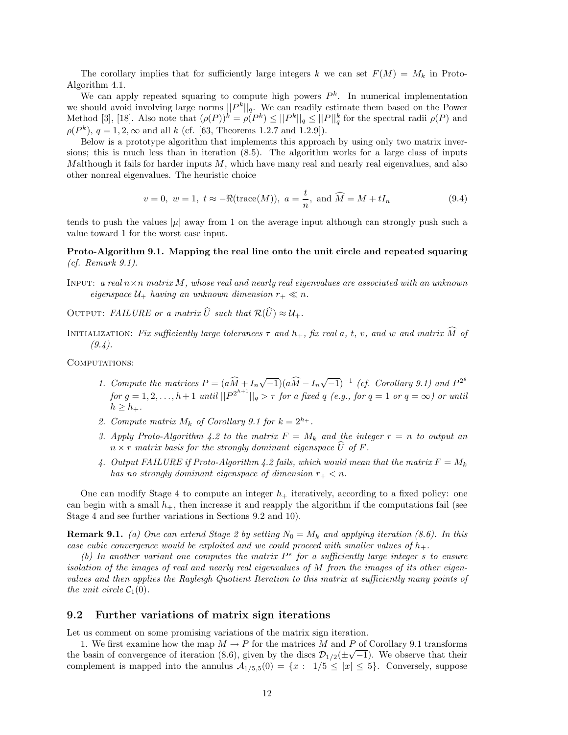The corollary implies that for sufficiently large integers $k$ we can set $F(M) = M_k$ in Proto-Algorithm 4.1.

We can apply repeated squaring to compute high powers $P^k$. In numerical implementation we should avoid involving large norms $||P^k||_q$. We can readily estimate them based on the Power Method [3], [18]. Also note that $(\rho(P))^k = \rho(P^k) \leq ||P^k||_q \leq ||P||_q^k$ for the spectral radii $\rho(P)$ and $\rho(P^k)$, $q = 1, 2, \infty$ and all $k$ (cf. [63, Theorems 1.2.7 and 1.2.9]).

Below is a prototype algorithm that implements this approach by using only two matrix inversions; this is much less than in iteration (8.5). The algorithm works for a large class of inputs $M$although it fails for harder inputs $M$, which have many real and nearly real eigenvalues, and also other nonreal eigenvalues. The heuristic choice

$$v = 0,\ w = 1,\ t \approx -\Re(\text{trace}(M)),\ a = \frac{t}{n},\ \text{and}\ \widehat{M} = M + tI_n \tag{9.4}$$

tends to push the values $|\mu|$ away from 1 on the average input although can strongly push such a value toward 1 for the worst case input.

**Proto-Algorithm 9.1. Mapping the real line onto the unit circle and repeated squaring** *(cf. Remark 9.1).*

Input: *a real $n \times n$ matrix $M$, whose real and nearly real eigenvalues are associated with an unknown eigenspace $\mathcal{U}_+$ having an unknown dimension $r_+ \ll n$.*

Output: *FAILURE or a matrix $\widehat{U}$ such that $\mathcal{R}(\widehat{U}) \approx \mathcal{U}_+$.*

Initialization: *Fix sufficiently large tolerances $\tau$ and $h_+$, fix real $a$, $t$, $v$, and $w$ and matrix $\widehat{M}$ of (9.4).*

Computations:

1. *Compute the matrices $P = (a\widehat{M} + I_n\sqrt{-1})(a\widehat{M} - I_n\sqrt{-1})^{-1}$ (cf. Corollary 9.1) and $P^{2^g}$ for $g = 1, 2, \ldots, h+1$ until $||P^{2^{h+1}}||_q > \tau$ for a fixed $q$ (e.g., for $q = 1$ or $q = \infty$) or until $h \geq h_+$.*
2. *Compute matrix $M_k$ of Corollary 9.1 for $k = 2^{h_+}$.*
3. *Apply Proto-Algorithm 4.2 to the matrix $F = M_k$ and the integer $r = n$ to output an $n \times r$ matrix basis for the strongly dominant eigenspace $\widehat{U}$ of $F$.*
4. *Output FAILURE if Proto-Algorithm 4.2 fails, which would mean that the matrix $F = M_k$ has no strongly dominant eigenspace of dimension $r_+ < n$.*

One can modify Stage 4 to compute an integer $h_+$ iteratively, according to a fixed policy: one can begin with a small $h_+$, then increase it and reapply the algorithm if the computations fail (see Stage 4 and see further variations in Sections 9.2 and 10).

**Remark 9.1.** *(a) One can extend Stage 2 by setting $N_0 = M_k$ and applying iteration (8.6). In this case cubic convergence would be exploited and we could proceed with smaller values of $h_+$.*

*(b) In another variant one computes the matrix $P^s$ for a sufficiently large integer $s$ to ensure isolation of the images of real and nearly real eigenvalues of $M$ from the images of its other eigenvalues and then applies the Rayleigh Quotient Iteration to this matrix at sufficiently many points of the unit circle $\mathcal{C}_1(0)$.*

## 9.2 Further variations of matrix sign iterations

Let us comment on some promising variations of the matrix sign iteration.

1. We first examine how the map $M \rightarrow P$ for the matrices $M$ and $P$ of Corollary 9.1 transforms the basin of convergence of iteration (8.6), given by the discs $\mathcal{D}_{1/2}(\pm\sqrt{-1})$. We observe that their complement is mapped into the annulus $\mathcal{A}_{1/5,5}(0) = \{x :\ 1/5 \leq |x| \leq 5\}$. Conversely, suppose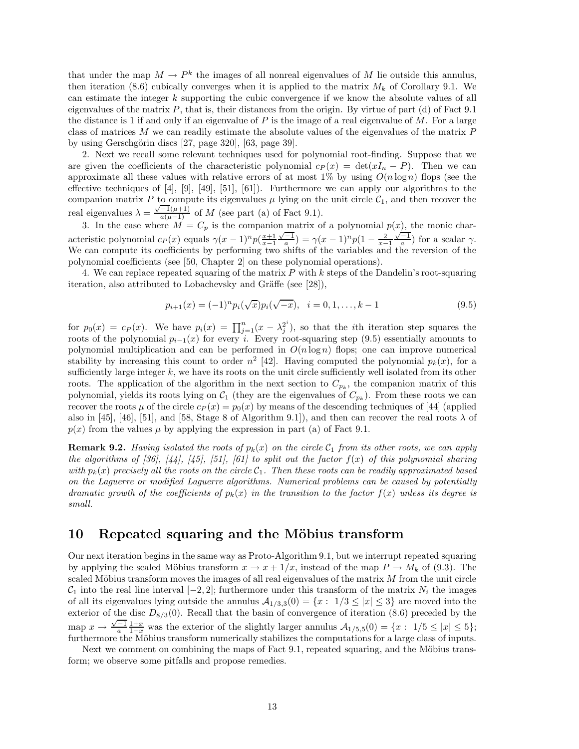that under the map $M \to P^k$ the images of all nonreal eigenvalues of $M$ lie outside this annulus, then iteration (8.6) cubically converges when it is applied to the matrix $M_k$ of Corollary 9.1. We can estimate the integer $k$ supporting the cubic convergence if we know the absolute values of all eigenvalues of the matrix $P$, that is, their distances from the origin. By virtue of part (d) of Fact 9.1 the distance is 1 if and only if an eigenvalue of $P$ is the image of a real eigenvalue of $M$. For a large class of matrices $M$ we can readily estimate the absolute values of the eigenvalues of the matrix $P$ by using Gerschgörin discs [27, page 320], [63, page 39].

2. Next we recall some relevant techniques used for polynomial root-finding. Suppose that we are given the coefficients of the characteristic polynomial $c_P(x) = \det(xI_n - P)$. Then we can approximate all these values with relative errors of at most 1% by using $O(n \log n)$ flops (see the effective techniques of [4], [9], [49], [51], [61]). Furthermore we can apply our algorithms to the companion matrix $P$ to compute its eigenvalues $\mu$ lying on the unit circle $\mathcal{C}_1$, and then recover the real eigenvalues $\lambda = \frac{\sqrt{-1}(\mu+1)}{a(\mu-1)}$ of $M$ (see part (a) of Fact 9.1).

3. In the case where $M = C_p$ is the companion matrix of a polynomial $p(x)$, the monic characteristic polynomial $c_P(x)$ equals $\gamma(x-1)^n p(\frac{x+1}{x-1}\frac{\sqrt{-1}}{a}) = \gamma(x-1)^n p(1 - \frac{2}{x-1}\frac{\sqrt{-1}}{a})$ for a scalar $\gamma$. We can compute its coefficients by performing two shifts of the variables and the reversion of the polynomial coefficients (see [50, Chapter 2] on these polynomial operations).

4. We can replace repeated squaring of the matrix $P$ with $k$ steps of the Dandelin's root-squaring iteration, also attributed to Lobachevsky and Gräffe (see [28]),

$$p_{i+1}(x) = (-1)^n p_i(\sqrt{x}) p_i(\sqrt{-x}), \quad i = 0, 1, \ldots, k-1 \tag{9.5}$$

for $p_0(x) = c_P(x)$. We have $p_i(x) = \prod_{j=1}^n (x - \lambda_j^{2^i})$, so that the $i$th iteration step squares the roots of the polynomial $p_{i-1}(x)$ for every $i$. Every root-squaring step (9.5) essentially amounts to polynomial multiplication and can be performed in $O(n \log n)$ flops; one can improve numerical stability by increasing this count to order $n^2$ [42]. Having computed the polynomial $p_k(x)$, for a sufficiently large integer $k$, we have its roots on the unit circle sufficiently well isolated from its other roots. The application of the algorithm in the next section to $C_{p_k}$, the companion matrix of this polynomial, yields its roots lying on $\mathcal{C}_1$ (they are the eigenvalues of $C_{p_k}$). From these roots we can recover the roots $\mu$ of the circle $c_P(x) = p_0(x)$ by means of the descending techniques of [44] (applied also in [45], [46], [51], and [58, Stage 8 of Algorithm 9.1]), and then can recover the real roots $\lambda$ of $p(x)$ from the values $\mu$ by applying the expression in part (a) of Fact 9.1.

**Remark 9.2.** *Having isolated the roots of $p_k(x)$ on the circle $\mathcal{C}_1$ from its other roots, we can apply the algorithms of [36], [44], [45], [51], [61] to split out the factor $f(x)$ of this polynomial sharing with $p_k(x)$ precisely all the roots on the circle $\mathcal{C}_1$. Then these roots can be readily approximated based on the Laguerre or modified Laguerre algorithms. Numerical problems can be caused by potentially dramatic growth of the coefficients of $p_k(x)$ in the transition to the factor $f(x)$ unless its degree is small.*

# 10 Repeated squaring and the Möbius transform

Our next iteration begins in the same way as Proto-Algorithm 9.1, but we interrupt repeated squaring by applying the scaled Möbius transform $x \to x + 1/x$, instead of the map $P \to M_k$ of (9.3). The scaled Möbius transform moves the images of all real eigenvalues of the matrix $M$ from the unit circle $\mathcal{C}_1$ into the real line interval $[-2, 2]$; furthermore under this transform of the matrix $N_i$ the images of all its eigenvalues lying outside the annulus $\mathcal{A}_{1/3,3}(0) = \{x : 1/3 \le |x| \le 3\}$ are moved into the exterior of the disc $D_{8/3}(0)$. Recall that the basin of convergence of iteration (8.6) preceded by the map $x \to \frac{\sqrt{-1}}{a}\frac{1+x}{1-x}$ was the exterior of the slightly larger annulus $\mathcal{A}_{1/5,5}(0) = \{x : 1/5 \le |x| \le 5\}$; furthermore the Möbius transform numerically stabilizes the computations for a large class of inputs.

Next we comment on combining the maps of Fact 9.1, repeated squaring, and the Möbius transform; we observe some pitfalls and propose remedies.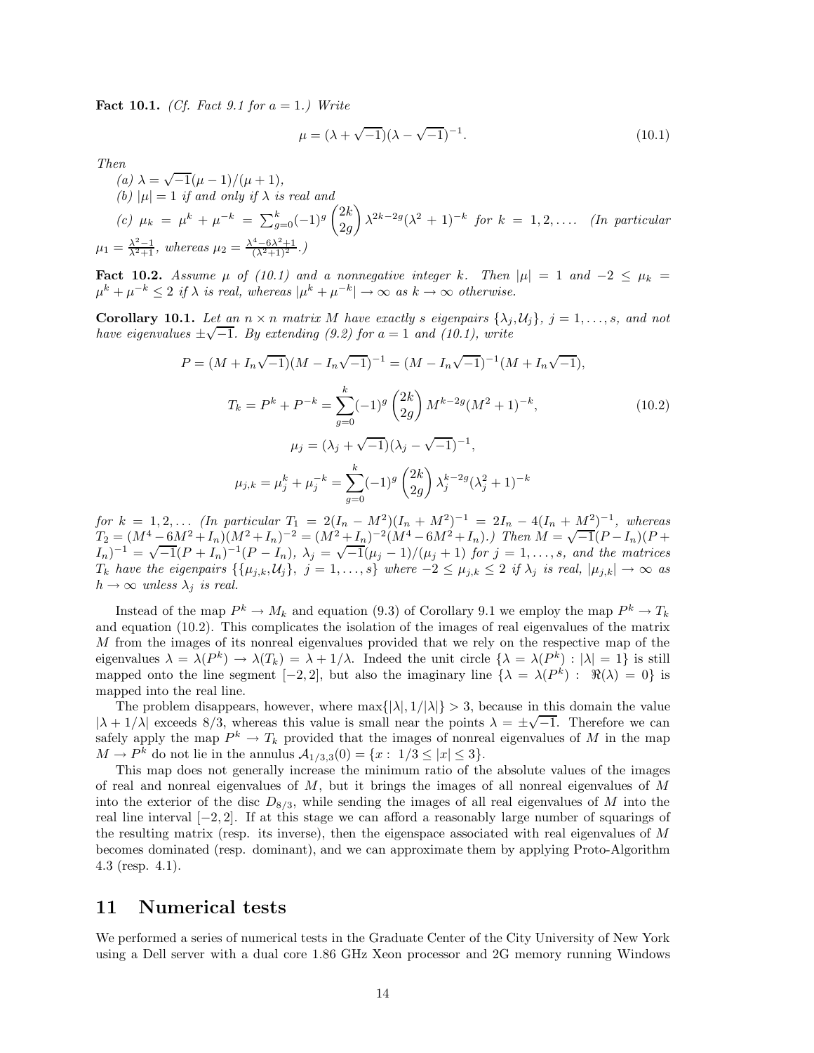**Fact 10.1.** *(Cf. Fact 9.1 for $a = 1$.) Write*

$$\mu = (\lambda + \sqrt{-1})(\lambda - \sqrt{-1})^{-1}. \tag{10.1}$$

*Then*

*(a)* $\lambda = \sqrt{-1}(\mu - 1)/(\mu + 1)$,

*(b)* $|\mu| = 1$ *if and only if* $\lambda$ *is real and*

*(c)* $\mu_k = \mu^k + \mu^{-k} = \sum_{g=0}^{k} (-1)^g \binom{2k}{2g} \lambda^{2k-2g}(\lambda^2 + 1)^{-k}$ *for* $k = 1, 2, \ldots$. *(In particular* $\mu_1 = \frac{\lambda^2-1}{\lambda^2+1}$, *whereas* $\mu_2 = \frac{\lambda^4-6\lambda^2+1}{(\lambda^2+1)^2}$.*)*

**Fact 10.2.** *Assume* $\mu$ *of (10.1) and a nonnegative integer* $k$. *Then* $|\mu| = 1$ *and* $-2 \le \mu_k = \mu^k + \mu^{-k} \le 2$ *if* $\lambda$ *is real, whereas* $|\mu^k + \mu^{-k}| \to \infty$ *as* $k \to \infty$ *otherwise.*

**Corollary 10.1.** *Let an* $n \times n$ *matrix* $M$ *have exactly* $s$ *eigenpairs* $\{\lambda_j, \mathcal{U}_j\}$, $j = 1, \ldots, s$, *and not have eigenvalues* $\pm\sqrt{-1}$. *By extending (9.2) for* $a = 1$ *and (10.1), write*

$$P = (M + I_n\sqrt{-1})(M - I_n\sqrt{-1})^{-1} = (M - I_n\sqrt{-1})^{-1}(M + I_n\sqrt{-1}),$$

$$T_k = P^k + P^{-k} = \sum_{g=0}^{k} (-1)^g \binom{2k}{2g} M^{k-2g}(M^2 + 1)^{-k}, \tag{10.2}$$

$$\mu_j = (\lambda_j + \sqrt{-1})(\lambda_j - \sqrt{-1})^{-1},$$

$$\mu_{j,k} = \mu_j^k + \mu_j^{-k} = \sum_{g=0}^{k} (-1)^g \binom{2k}{2g} \lambda_j^{k-2g}(\lambda_j^2 + 1)^{-k}$$

*for* $k = 1, 2, \ldots$ *(In particular* $T_1 = 2(I_n - M^2)(I_n + M^2)^{-1} = 2I_n - 4(I_n + M^2)^{-1}$, *whereas* $T_2 = (M^4 - 6M^2 + I_n)(M^2 + I_n)^{-2} = (M^2 + I_n)^{-2}(M^4 - 6M^2 + I_n)$.*) Then* $M = \sqrt{-1}(P - I_n)(P + I_n)^{-1} = \sqrt{-1}(P + I_n)^{-1}(P - I_n)$, $\lambda_j = \sqrt{-1}(\mu_j - 1)/(\mu_j + 1)$ *for* $j = 1, \ldots, s$, *and the matrices* $T_k$ *have the eigenpairs* $\{\{\mu_{j,k}, \mathcal{U}_j\},\ j = 1, \ldots, s\}$ *where* $-2 \le \mu_{j,k} \le 2$ *if* $\lambda_j$ *is real,* $|\mu_{j,k}| \to \infty$ *as* $h \to \infty$ *unless* $\lambda_j$ *is real.*

Instead of the map $P^k \to M_k$ and equation (9.3) of Corollary 9.1 we employ the map $P^k \to T_k$ and equation (10.2). This complicates the isolation of the images of real eigenvalues of the matrix $M$ from the images of its nonreal eigenvalues provided that we rely on the respective map of the eigenvalues $\lambda = \lambda(P^k) \to \lambda(T_k) = \lambda + 1/\lambda$. Indeed the unit circle $\{\lambda = \lambda(P^k) : |\lambda| = 1\}$ is still mapped onto the line segment $[-2, 2]$, but also the imaginary line $\{\lambda = \lambda(P^k) :\ \Re(\lambda) = 0\}$ is mapped into the real line.

The problem disappears, however, where $\max\{|\lambda|, 1/|\lambda|\} > 3$, because in this domain the value $|\lambda + 1/\lambda|$ exceeds $8/3$, whereas this value is small near the points $\lambda = \pm\sqrt{-1}$. Therefore we can safely apply the map $P^k \to T_k$ provided that the images of nonreal eigenvalues of $M$ in the map $M \to P^k$ do not lie in the annulus $\mathcal{A}_{1/3,3}(0) = \{x :\ 1/3 \le |x| \le 3\}$.

This map does not generally increase the minimum ratio of the absolute values of the images of real and nonreal eigenvalues of $M$, but it brings the images of all nonreal eigenvalues of $M$ into the exterior of the disc $D_{8/3}$, while sending the images of all real eigenvalues of $M$ into the real line interval $[-2, 2]$. If at this stage we can afford a reasonably large number of squarings of the resulting matrix (resp. its inverse), then the eigenspace associated with real eigenvalues of $M$ becomes dominated (resp. dominant), and we can approximate them by applying Proto-Algorithm 4.3 (resp. 4.1).

## 11 Numerical tests

We performed a series of numerical tests in the Graduate Center of the City University of New York using a Dell server with a dual core 1.86 GHz Xeon processor and 2G memory running Windows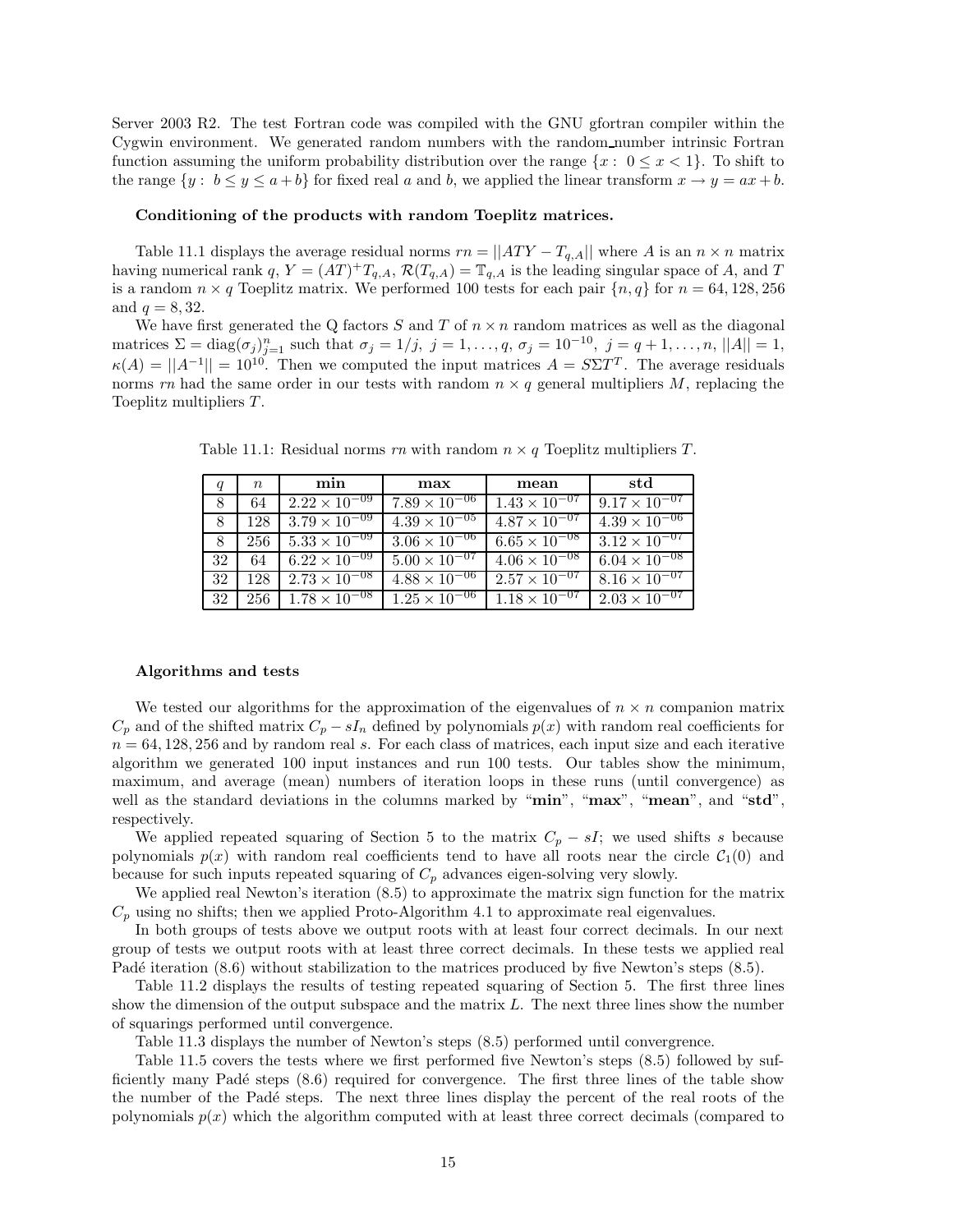Server 2003 R2. The test Fortran code was compiled with the GNU gfortran compiler within the Cygwin environment. We generated random numbers with the random_number intrinsic Fortran function assuming the uniform probability distribution over the range $\{x: 0 \leq x < 1\}$. To shift to the range $\{y: b \leq y \leq a+b\}$ for fixed real $a$ and $b$, we applied the linear transform $x \rightarrow y = ax + b$.

**Conditioning of the products with random Toeplitz matrices.**

Table 11.1 displays the average residual norms $rn = ||ATY - T_{q,A}||$ where $A$ is an $n \times n$ matrix having numerical rank $q$, $Y = (AT)^+ T_{q,A}$, $\mathcal{R}(T_{q,A}) = \mathbb{T}_{q,A}$ is the leading singular space of $A$, and $T$ is a random $n \times q$ Toeplitz matrix. We performed 100 tests for each pair $\{n, q\}$ for $n = 64, 128, 256$ and $q = 8, 32$.

We have first generated the Q factors $S$ and $T$ of $n \times n$ random matrices as well as the diagonal matrices $\Sigma = \text{diag}(\sigma_j)_{j=1}^n$ such that $\sigma_j = 1/j$, $j = 1, \ldots, q$, $\sigma_j = 10^{-10}$, $j = q+1, \ldots, n$, $||A|| = 1$, $\kappa(A) = ||A^{-1}|| = 10^{10}$. Then we computed the input matrices $A = S\Sigma T^T$. The average residuals norms $rn$ had the same order in our tests with random $n \times q$ general multipliers $M$, replacing the Toeplitz multipliers $T$.

Table 11.1: Residual norms $rn$ with random $n \times q$ Toeplitz multipliers $T$.

| $q$ | $n$ | **min** | **max** | **mean** | **std** |
|---|---|---|---|---|---|
| 8 | 64 | $2.22 \times 10^{-09}$ | $7.89 \times 10^{-06}$ | $1.43 \times 10^{-07}$ | $9.17 \times 10^{-07}$ |
| 8 | 128 | $3.79 \times 10^{-09}$ | $4.39 \times 10^{-05}$ | $4.87 \times 10^{-07}$ | $4.39 \times 10^{-06}$ |
| 8 | 256 | $5.33 \times 10^{-09}$ | $3.06 \times 10^{-06}$ | $6.65 \times 10^{-08}$ | $3.12 \times 10^{-07}$ |
| 32 | 64 | $6.22 \times 10^{-09}$ | $5.00 \times 10^{-07}$ | $4.06 \times 10^{-08}$ | $6.04 \times 10^{-08}$ |
| 32 | 128 | $2.73 \times 10^{-08}$ | $4.88 \times 10^{-06}$ | $2.57 \times 10^{-07}$ | $8.16 \times 10^{-07}$ |
| 32 | 256 | $1.78 \times 10^{-08}$ | $1.25 \times 10^{-06}$ | $1.18 \times 10^{-07}$ | $2.03 \times 10^{-07}$ |

**Algorithms and tests**

We tested our algorithms for the approximation of the eigenvalues of $n \times n$ companion matrix $C_p$ and of the shifted matrix $C_p - sI_n$ defined by polynomials $p(x)$ with random real coefficients for $n = 64, 128, 256$ and by random real $s$. For each class of matrices, each input size and each iterative algorithm we generated 100 input instances and run 100 tests. Our tables show the minimum, maximum, and average (mean) numbers of iteration loops in these runs (until convergence) as well as the standard deviations in the columns marked by "**min**", "**max**", "**mean**", and "**std**", respectively.

We applied repeated squaring of Section 5 to the matrix $C_p - sI$; we used shifts $s$ because polynomials $p(x)$ with random real coefficients tend to have all roots near the circle $\mathcal{C}_1(0)$ and because for such inputs repeated squaring of $C_p$ advances eigen-solving very slowly.

We applied real Newton's iteration (8.5) to approximate the matrix sign function for the matrix $C_p$ using no shifts; then we applied Proto-Algorithm 4.1 to approximate real eigenvalues.

In both groups of tests above we output roots with at least four correct decimals. In our next group of tests we output roots with at least three correct decimals. In these tests we applied real Padé iteration (8.6) without stabilization to the matrices produced by five Newton's steps (8.5).

Table 11.2 displays the results of testing repeated squaring of Section 5. The first three lines show the dimension of the output subspace and the matrix $L$. The next three lines show the number of squarings performed until convergence.

Table 11.3 displays the number of Newton's steps (8.5) performed until convergrence.

Table 11.5 covers the tests where we first performed five Newton's steps (8.5) followed by sufficiently many Padé steps (8.6) required for convergence. The first three lines of the table show the number of the Padé steps. The next three lines display the percent of the real roots of the polynomials $p(x)$ which the algorithm computed with at least three correct decimals (compared to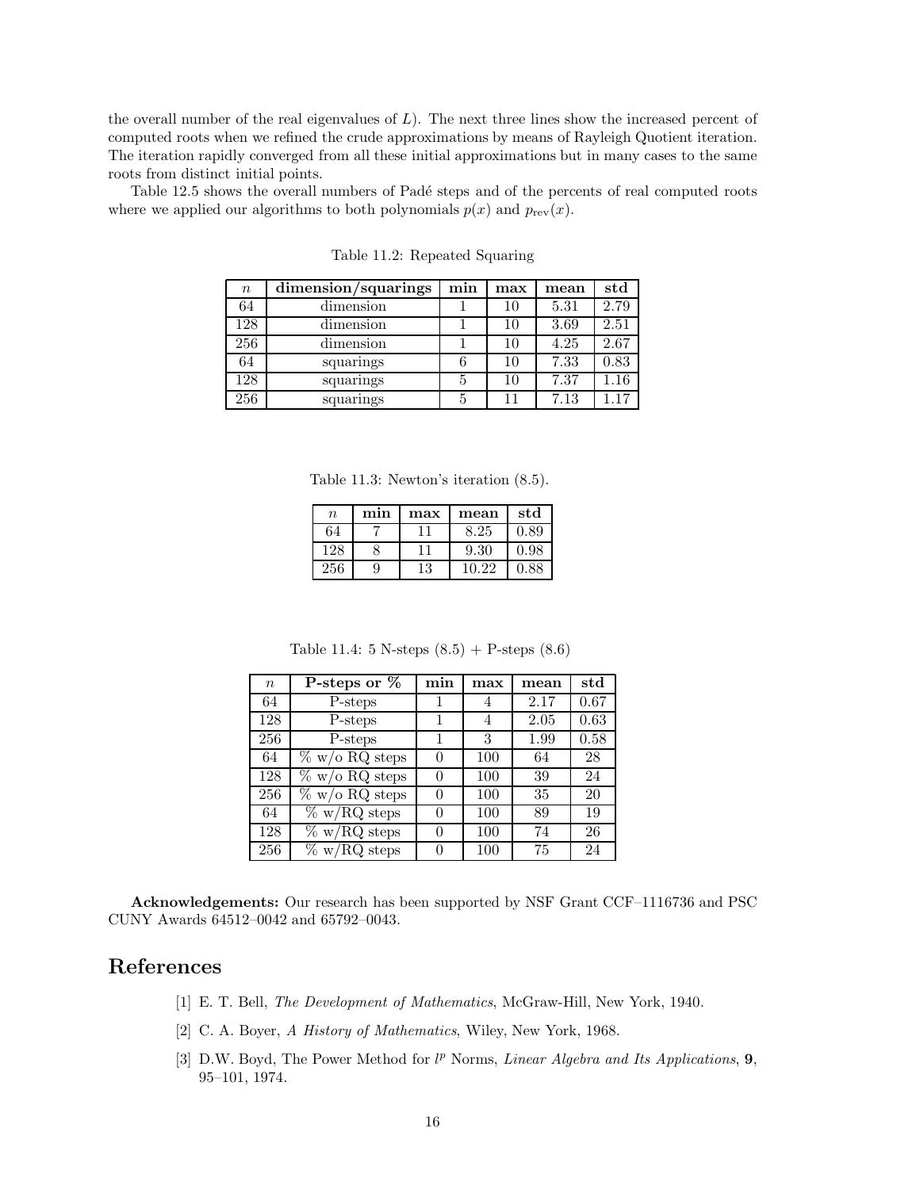the overall number of the real eigenvalues of $L$). The next three lines show the increased percent of computed roots when we refined the crude approximations by means of Rayleigh Quotient iteration. The iteration rapidly converged from all these initial approximations but in many cases to the same roots from distinct initial points.

Table 12.5 shows the overall numbers of Padé steps and of the percents of real computed roots where we applied our algorithms to both polynomials $p(x)$ and $p_{\text{rev}}(x)$.

Table 11.2: Repeated Squaring

| $n$ | **dimension/squarings** | **min** | **max** | **mean** | **std** |
|---|---|---|---|---|---|
| 64 | dimension | 1 | 10 | 5.31 | 2.79 |
| 128 | dimension | 1 | 10 | 3.69 | 2.51 |
| 256 | dimension | 1 | 10 | 4.25 | 2.67 |
| 64 | squarings | 6 | 10 | 7.33 | 0.83 |
| 128 | squarings | 5 | 10 | 7.37 | 1.16 |
| 256 | squarings | 5 | 11 | 7.13 | 1.17 |

Table 11.3: Newton's iteration (8.5).

| $n$ | **min** | **max** | **mean** | **std** |
|---|---|---|---|---|
| 64 | 7 | 11 | 8.25 | 0.89 |
| 128 | 8 | 11 | 9.30 | 0.98 |
| 256 | 9 | 13 | 10.22 | 0.88 |

Table 11.4: 5 N-steps (8.5) + P-steps (8.6)

| $n$ | **P-steps or %** | **min** | **max** | **mean** | **std** |
|---|---|---|---|---|---|
| 64 | P-steps | 1 | 4 | 2.17 | 0.67 |
| 128 | P-steps | 1 | 4 | 2.05 | 0.63 |
| 256 | P-steps | 1 | 3 | 1.99 | 0.58 |
| 64 | % w/o RQ steps | 0 | 100 | 64 | 28 |
| 128 | % w/o RQ steps | 0 | 100 | 39 | 24 |
| 256 | % w/o RQ steps | 0 | 100 | 35 | 20 |
| 64 | % w/RQ steps | 0 | 100 | 89 | 19 |
| 128 | % w/RQ steps | 0 | 100 | 74 | 26 |
| 256 | % w/RQ steps | 0 | 100 | 75 | 24 |

**Acknowledgements:** Our research has been supported by NSF Grant CCF–1116736 and PSC CUNY Awards 64512–0042 and 65792–0043.

# References

[1] E. T. Bell, *The Development of Mathematics*, McGraw-Hill, New York, 1940.

[2] C. A. Boyer, *A History of Mathematics*, Wiley, New York, 1968.

[3] D.W. Boyd, The Power Method for $l^p$ Norms, *Linear Algebra and Its Applications*, **9**, 95–101, 1974.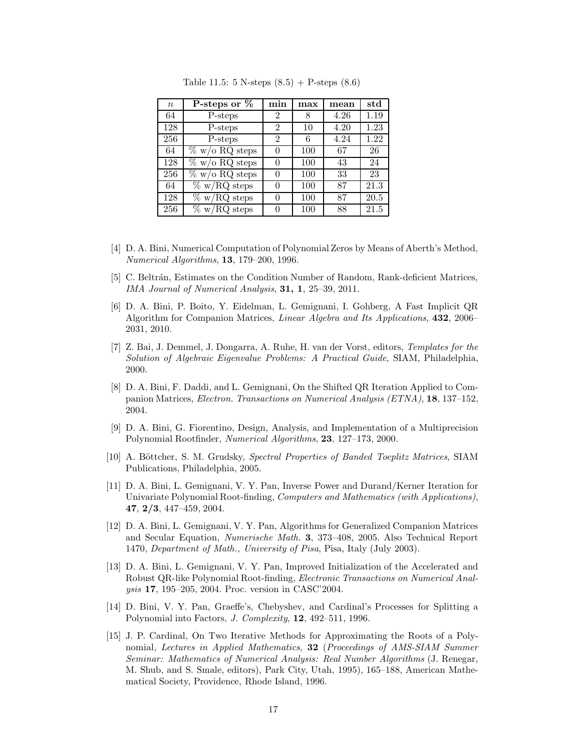Table 11.5: 5 N-steps (8.5) + P-steps (8.6)

| $n$ | **P-steps or %** | **min** | **max** | **mean** | **std** |
|---|---|---|---|---|---|
| 64 | P-steps | 2 | 8 | 4.26 | 1.19 |
| 128 | P-steps | 2 | 10 | 4.20 | 1.23 |
| 256 | P-steps | 2 | 6 | 4.24 | 1.22 |
| 64 | % w/o RQ steps | 0 | 100 | 67 | 26 |
| 128 | % w/o RQ steps | 0 | 100 | 43 | 24 |
| 256 | % w/o RQ steps | 0 | 100 | 33 | 23 |
| 64 | % w/RQ steps | 0 | 100 | 87 | 21.3 |
| 128 | % w/RQ steps | 0 | 100 | 87 | 20.5 |
| 256 | % w/RQ steps | 0 | 100 | 88 | 21.5 |

[4] D. A. Bini, Numerical Computation of Polynomial Zeros by Means of Aberth's Method, *Numerical Algorithms*, **13**, 179–200, 1996.

[5] C. Beltrán, Estimates on the Condition Number of Random, Rank-deficient Matrices, *IMA Journal of Numerical Analysis*, **31, 1**, 25–39, 2011.

[6] D. A. Bini, P. Boito, Y. Eidelman, L. Gemignani, I. Gohberg, A Fast Implicit QR Algorithm for Companion Matrices, *Linear Algebra and Its Applications*, **432**, 2006–2031, 2010.

[7] Z. Bai, J. Demmel, J. Dongarra, A. Ruhe, H. van der Vorst, editors, *Templates for the Solution of Algebraic Eigenvalue Problems: A Practical Guide*, SIAM, Philadelphia, 2000.

[8] D. A. Bini, F. Daddi, and L. Gemignani, On the Shifted QR Iteration Applied to Companion Matrices, *Electron. Transactions on Numerical Analysis (ETNA)*, **18**, 137–152, 2004.

[9] D. A. Bini, G. Fiorentino, Design, Analysis, and Implementation of a Multiprecision Polynomial Rootfinder, *Numerical Algorithms*, **23**, 127–173, 2000.

[10] A. Böttcher, S. M. Grudsky, *Spectral Properties of Banded Toeplitz Matrices*, SIAM Publications, Philadelphia, 2005.

[11] D. A. Bini, L. Gemignani, V. Y. Pan, Inverse Power and Durand/Kerner Iteration for Univariate Polynomial Root-finding, *Computers and Mathematics (with Applications)*, **47**, **2/3**, 447–459, 2004.

[12] D. A. Bini, L. Gemignani, V. Y. Pan, Algorithms for Generalized Companion Matrices and Secular Equation, *Numerische Math.* **3**, 373–408, 2005. Also Technical Report 1470, *Department of Math., University of Pisa*, Pisa, Italy (July 2003).

[13] D. A. Bini, L. Gemignani, V. Y. Pan, Improved Initialization of the Accelerated and Robust QR-like Polynomial Root-finding, *Electronic Transactions on Numerical Analysis* **17**, 195–205, 2004. Proc. version in CASC'2004.

[14] D. Bini, V. Y. Pan, Graeffe's, Chebyshev, and Cardinal's Processes for Splitting a Polynomial into Factors, *J. Complexity*, **12**, 492–511, 1996.

[15] J. P. Cardinal, On Two Iterative Methods for Approximating the Roots of a Polynomial, *Lectures in Applied Mathematics*, **32** (*Proceedings of AMS-SIAM Summer Seminar: Mathematics of Numerical Analysis: Real Number Algorithms* (J. Renegar, M. Shub, and S. Smale, editors), Park City, Utah, 1995), 165–188, American Mathematical Society, Providence, Rhode Island, 1996.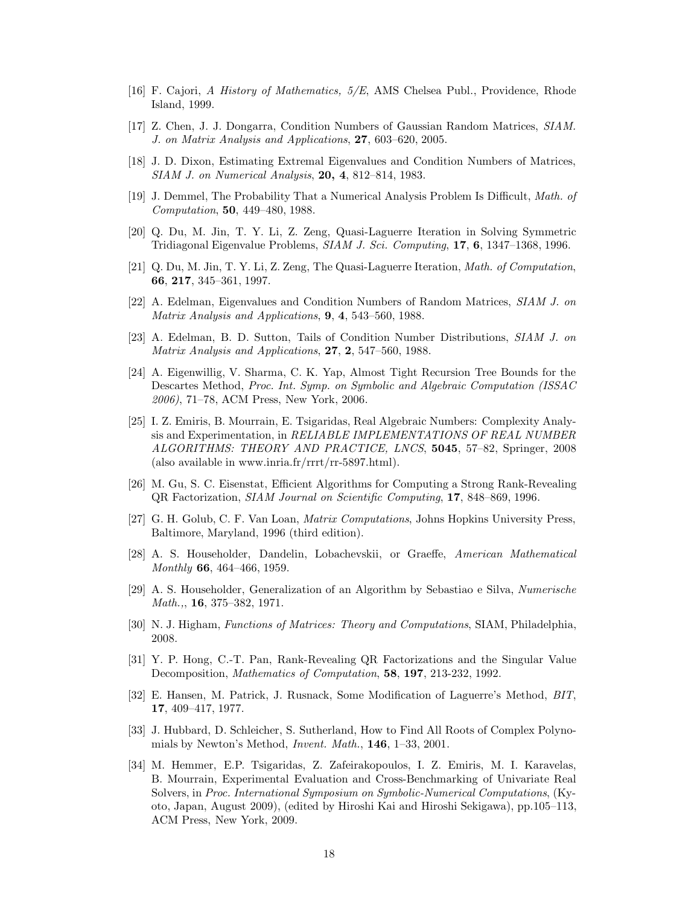[16] F. Cajori, *A History of Mathematics, 5/E*, AMS Chelsea Publ., Providence, Rhode Island, 1999.

[17] Z. Chen, J. J. Dongarra, Condition Numbers of Gaussian Random Matrices, *SIAM. J. on Matrix Analysis and Applications*, **27**, 603–620, 2005.

[18] J. D. Dixon, Estimating Extremal Eigenvalues and Condition Numbers of Matrices, *SIAM J. on Numerical Analysis*, **20, 4**, 812–814, 1983.

[19] J. Demmel, The Probability That a Numerical Analysis Problem Is Difficult, *Math. of Computation*, **50**, 449–480, 1988.

[20] Q. Du, M. Jin, T. Y. Li, Z. Zeng, Quasi-Laguerre Iteration in Solving Symmetric Tridiagonal Eigenvalue Problems, *SIAM J. Sci. Computing*, **17**, **6**, 1347–1368, 1996.

[21] Q. Du, M. Jin, T. Y. Li, Z. Zeng, The Quasi-Laguerre Iteration, *Math. of Computation*, **66**, **217**, 345–361, 1997.

[22] A. Edelman, Eigenvalues and Condition Numbers of Random Matrices, *SIAM J. on Matrix Analysis and Applications*, **9**, **4**, 543–560, 1988.

[23] A. Edelman, B. D. Sutton, Tails of Condition Number Distributions, *SIAM J. on Matrix Analysis and Applications*, **27**, **2**, 547–560, 1988.

[24] A. Eigenwillig, V. Sharma, C. K. Yap, Almost Tight Recursion Tree Bounds for the Descartes Method, *Proc. Int. Symp. on Symbolic and Algebraic Computation (ISSAC 2006)*, 71–78, ACM Press, New York, 2006.

[25] I. Z. Emiris, B. Mourrain, E. Tsigaridas, Real Algebraic Numbers: Complexity Analysis and Experimentation, in *RELIABLE IMPLEMENTATIONS OF REAL NUMBER ALGORITHMS: THEORY AND PRACTICE, LNCS*, **5045**, 57–82, Springer, 2008 (also available in www.inria.fr/rrrt/rr-5897.html).

[26] M. Gu, S. C. Eisenstat, Efficient Algorithms for Computing a Strong Rank-Revealing QR Factorization, *SIAM Journal on Scientific Computing*, **17**, 848–869, 1996.

[27] G. H. Golub, C. F. Van Loan, *Matrix Computations*, Johns Hopkins University Press, Baltimore, Maryland, 1996 (third edition).

[28] A. S. Householder, Dandelin, Lobachevskii, or Graeffe, *American Mathematical Monthly* **66**, 464–466, 1959.

[29] A. S. Householder, Generalization of an Algorithm by Sebastiao e Silva, *Numerische Math.,*, **16**, 375–382, 1971.

[30] N. J. Higham, *Functions of Matrices: Theory and Computations*, SIAM, Philadelphia, 2008.

[31] Y. P. Hong, C.-T. Pan, Rank-Revealing QR Factorizations and the Singular Value Decomposition, *Mathematics of Computation*, **58**, **197**, 213-232, 1992.

[32] E. Hansen, M. Patrick, J. Rusnack, Some Modification of Laguerre's Method, *BIT*, **17**, 409–417, 1977.

[33] J. Hubbard, D. Schleicher, S. Sutherland, How to Find All Roots of Complex Polynomials by Newton's Method, *Invent. Math.*, **146**, 1–33, 2001.

[34] M. Hemmer, E.P. Tsigaridas, Z. Zafeirakopoulos, I. Z. Emiris, M. I. Karavelas, B. Mourrain, Experimental Evaluation and Cross-Benchmarking of Univariate Real Solvers, in *Proc. International Symposium on Symbolic-Numerical Computations*, (Kyoto, Japan, August 2009), (edited by Hiroshi Kai and Hiroshi Sekigawa), pp.105–113, ACM Press, New York, 2009.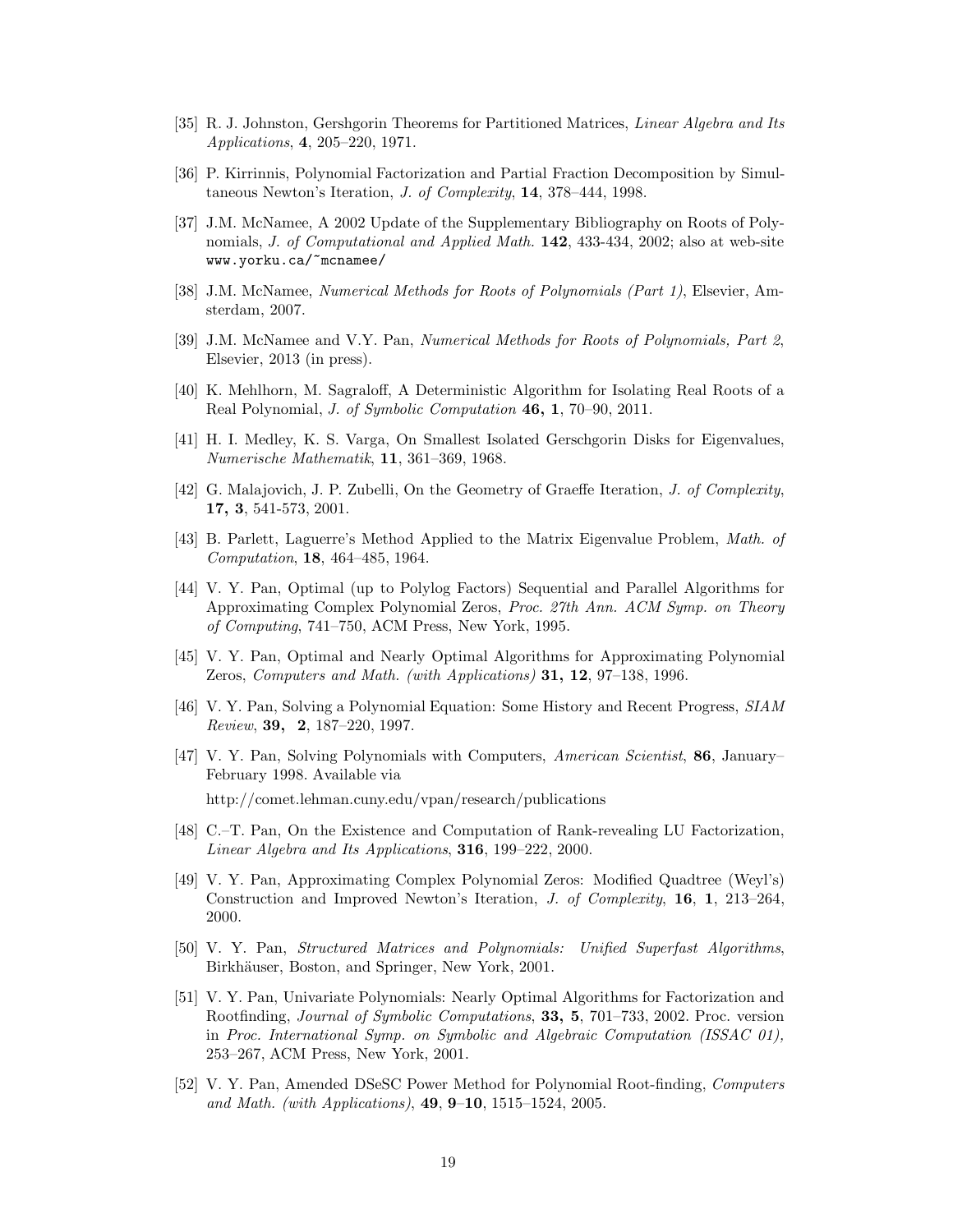[35] R. J. Johnston, Gershgorin Theorems for Partitioned Matrices, *Linear Algebra and Its Applications*, **4**, 205–220, 1971.

[36] P. Kirrinnis, Polynomial Factorization and Partial Fraction Decomposition by Simultaneous Newton's Iteration, *J. of Complexity*, **14**, 378–444, 1998.

[37] J.M. McNamee, A 2002 Update of the Supplementary Bibliography on Roots of Polynomials, *J. of Computational and Applied Math.* **142**, 433-434, 2002; also at web-site `www.yorku.ca/~mcnamee/`

[38] J.M. McNamee, *Numerical Methods for Roots of Polynomials (Part 1)*, Elsevier, Amsterdam, 2007.

[39] J.M. McNamee and V.Y. Pan, *Numerical Methods for Roots of Polynomials, Part 2*, Elsevier, 2013 (in press).

[40] K. Mehlhorn, M. Sagraloff, A Deterministic Algorithm for Isolating Real Roots of a Real Polynomial, *J. of Symbolic Computation* **46, 1**, 70–90, 2011.

[41] H. I. Medley, K. S. Varga, On Smallest Isolated Gerschgorin Disks for Eigenvalues, *Numerische Mathematik*, **11**, 361–369, 1968.

[42] G. Malajovich, J. P. Zubelli, On the Geometry of Graeffe Iteration, *J. of Complexity*, **17, 3**, 541-573, 2001.

[43] B. Parlett, Laguerre's Method Applied to the Matrix Eigenvalue Problem, *Math. of Computation*, **18**, 464–485, 1964.

[44] V. Y. Pan, Optimal (up to Polylog Factors) Sequential and Parallel Algorithms for Approximating Complex Polynomial Zeros, *Proc. 27th Ann. ACM Symp. on Theory of Computing*, 741–750, ACM Press, New York, 1995.

[45] V. Y. Pan, Optimal and Nearly Optimal Algorithms for Approximating Polynomial Zeros, *Computers and Math. (with Applications)* **31, 12**, 97–138, 1996.

[46] V. Y. Pan, Solving a Polynomial Equation: Some History and Recent Progress, *SIAM Review*, **39, 2**, 187–220, 1997.

[47] V. Y. Pan, Solving Polynomials with Computers, *American Scientist*, **86**, January–February 1998. Available via

http://comet.lehman.cuny.edu/vpan/research/publications

[48] C.–T. Pan, On the Existence and Computation of Rank-revealing LU Factorization, *Linear Algebra and Its Applications*, **316**, 199–222, 2000.

[49] V. Y. Pan, Approximating Complex Polynomial Zeros: Modified Quadtree (Weyl's) Construction and Improved Newton's Iteration, *J. of Complexity*, **16**, **1**, 213–264, 2000.

[50] V. Y. Pan, *Structured Matrices and Polynomials: Unified Superfast Algorithms*, Birkhäuser, Boston, and Springer, New York, 2001.

[51] V. Y. Pan, Univariate Polynomials: Nearly Optimal Algorithms for Factorization and Rootfinding, *Journal of Symbolic Computations*, **33, 5**, 701–733, 2002. Proc. version in *Proc. International Symp. on Symbolic and Algebraic Computation (ISSAC 01),* 253–267, ACM Press, New York, 2001.

[52] V. Y. Pan, Amended DSeSC Power Method for Polynomial Root-finding, *Computers and Math. (with Applications)*, **49**, **9–10**, 1515–1524, 2005.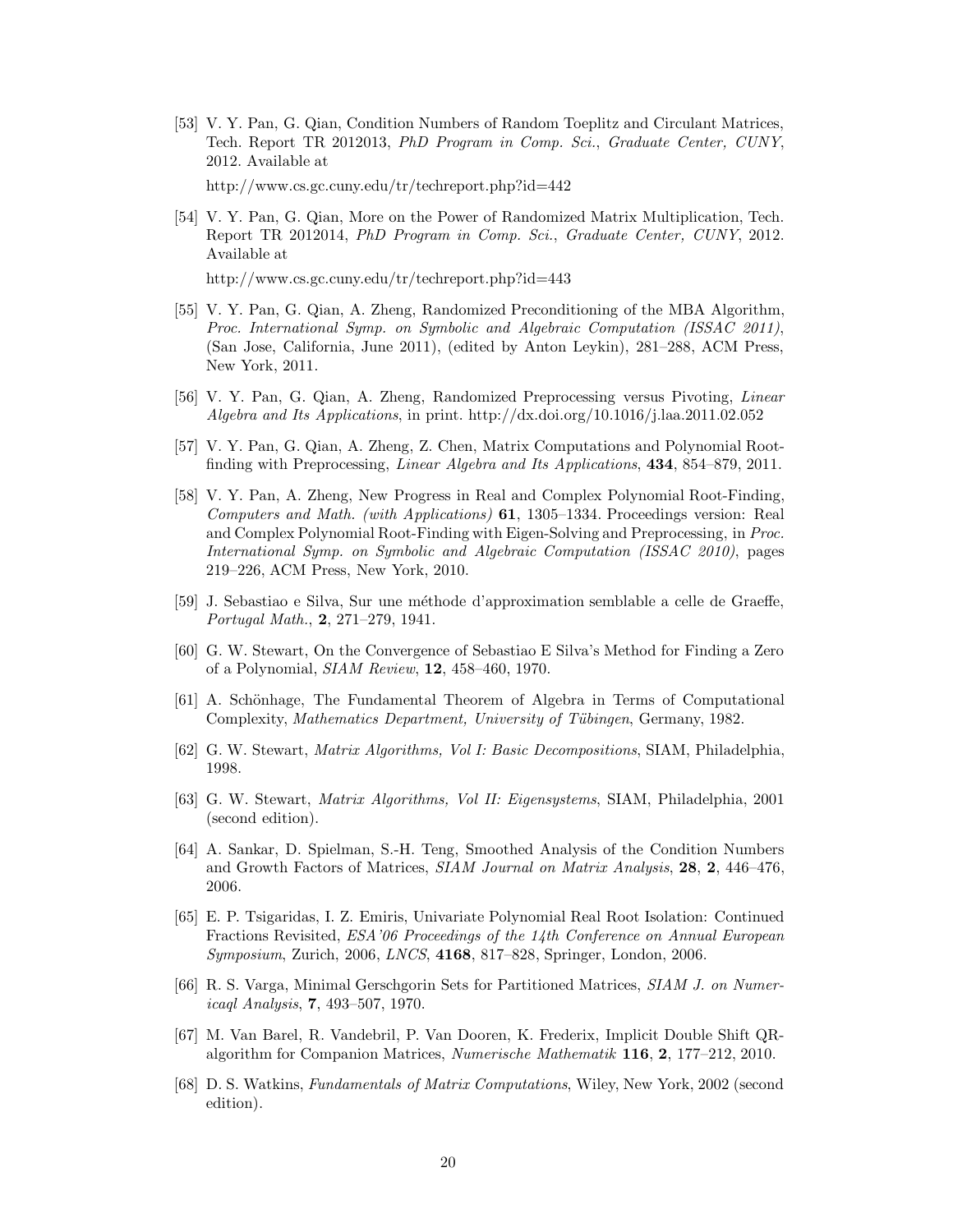[53] V. Y. Pan, G. Qian, Condition Numbers of Random Toeplitz and Circulant Matrices, Tech. Report TR 2012013, *PhD Program in Comp. Sci., Graduate Center, CUNY*, 2012. Available at

http://www.cs.gc.cuny.edu/tr/techreport.php?id=442

[54] V. Y. Pan, G. Qian, More on the Power of Randomized Matrix Multiplication, Tech. Report TR 2012014, *PhD Program in Comp. Sci., Graduate Center, CUNY*, 2012. Available at

http://www.cs.gc.cuny.edu/tr/techreport.php?id=443

[55] V. Y. Pan, G. Qian, A. Zheng, Randomized Preconditioning of the MBA Algorithm, *Proc. International Symp. on Symbolic and Algebraic Computation (ISSAC 2011)*, (San Jose, California, June 2011), (edited by Anton Leykin), 281–288, ACM Press, New York, 2011.

[56] V. Y. Pan, G. Qian, A. Zheng, Randomized Preprocessing versus Pivoting, *Linear Algebra and Its Applications*, in print. http://dx.doi.org/10.1016/j.laa.2011.02.052

[57] V. Y. Pan, G. Qian, A. Zheng, Z. Chen, Matrix Computations and Polynomial Root-finding with Preprocessing, *Linear Algebra and Its Applications*, **434**, 854–879, 2011.

[58] V. Y. Pan, A. Zheng, New Progress in Real and Complex Polynomial Root-Finding, *Computers and Math. (with Applications)* **61**, 1305–1334. Proceedings version: Real and Complex Polynomial Root-Finding with Eigen-Solving and Preprocessing, in *Proc. International Symp. on Symbolic and Algebraic Computation (ISSAC 2010)*, pages 219–226, ACM Press, New York, 2010.

[59] J. Sebastiao e Silva, Sur une méthode d'approximation semblable a celle de Graeffe, *Portugal Math.*, **2**, 271–279, 1941.

[60] G. W. Stewart, On the Convergence of Sebastiao E Silva's Method for Finding a Zero of a Polynomial, *SIAM Review*, **12**, 458–460, 1970.

[61] A. Schönhage, The Fundamental Theorem of Algebra in Terms of Computational Complexity, *Mathematics Department, University of Tübingen*, Germany, 1982.

[62] G. W. Stewart, *Matrix Algorithms, Vol I: Basic Decompositions*, SIAM, Philadelphia, 1998.

[63] G. W. Stewart, *Matrix Algorithms, Vol II: Eigensystems*, SIAM, Philadelphia, 2001 (second edition).

[64] A. Sankar, D. Spielman, S.-H. Teng, Smoothed Analysis of the Condition Numbers and Growth Factors of Matrices, *SIAM Journal on Matrix Analysis*, **28**, **2**, 446–476, 2006.

[65] E. P. Tsigaridas, I. Z. Emiris, Univariate Polynomial Real Root Isolation: Continued Fractions Revisited, *ESA'06 Proceedings of the 14th Conference on Annual European Symposium*, Zurich, 2006, *LNCS*, **4168**, 817–828, Springer, London, 2006.

[66] R. S. Varga, Minimal Gerschgorin Sets for Partitioned Matrices, *SIAM J. on Numericaql Analysis*, **7**, 493–507, 1970.

[67] M. Van Barel, R. Vandebril, P. Van Dooren, K. Frederix, Implicit Double Shift QR-algorithm for Companion Matrices, *Numerische Mathematik* **116**, **2**, 177–212, 2010.

[68] D. S. Watkins, *Fundamentals of Matrix Computations*, Wiley, New York, 2002 (second edition).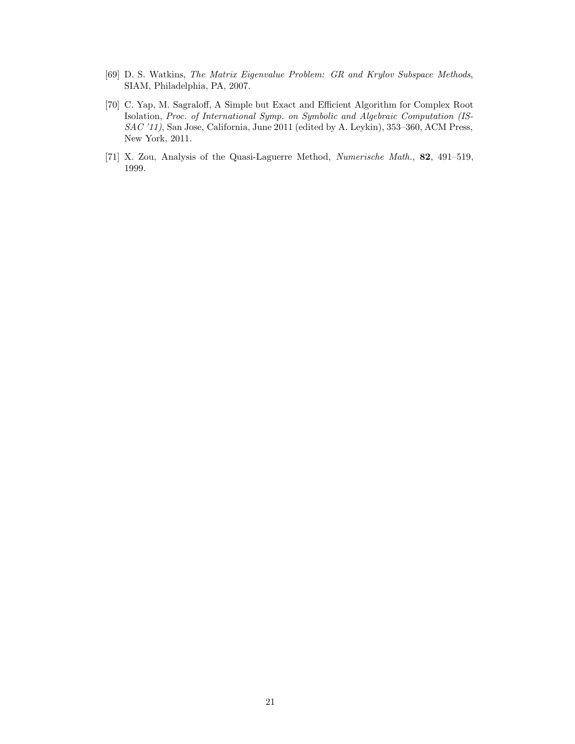[69] D. S. Watkins, *The Matrix Eigenvalue Problem: GR and Krylov Subspace Methods*, SIAM, Philadelphia, PA, 2007.

[70] C. Yap, M. Sagraloff, A Simple but Exact and Efficient Algorithm for Complex Root Isolation, *Proc. of International Symp. on Symbolic and Algebraic Computation (ISSAC '11)*, San Jose, California, June 2011 (edited by A. Leykin), 353–360, ACM Press, New York, 2011.

[71] X. Zou, Analysis of the Quasi-Laguerre Method, *Numerische Math.*, **82**, 491–519, 1999.